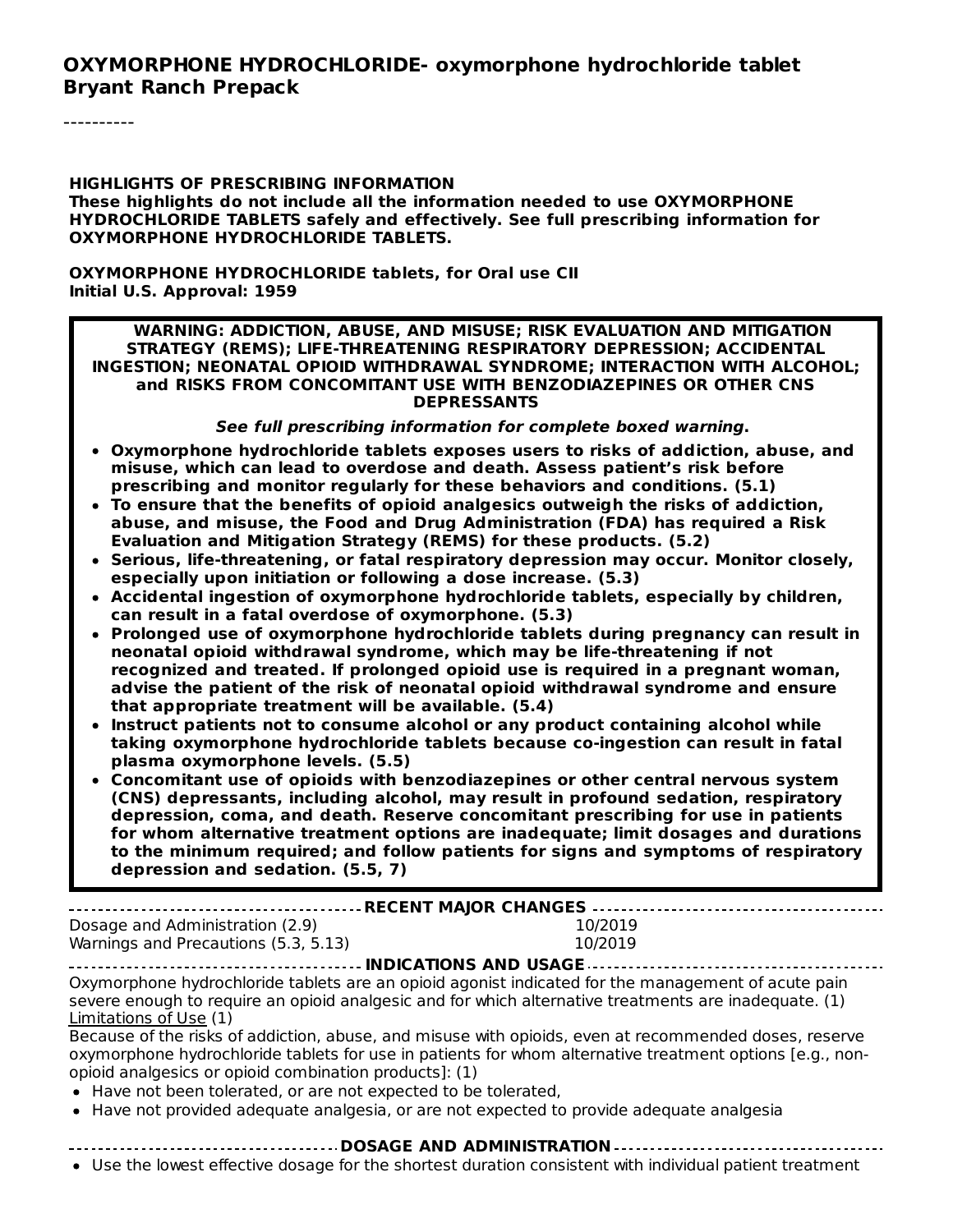# OXYMORPHONE HYDROCHLORIDE- oxymorphone hydrochloride tablet
**Bryant Ranch Prepack**

----------

**HIGHLIGHTS OF PRESCRIBING INFORMATION**
**These highlights do not include all the information needed to use OXYMORPHONE HYDROCHLORIDE TABLETS safely and effectively. See full prescribing information for OXYMORPHONE HYDROCHLORIDE TABLETS.**

**OXYMORPHONE HYDROCHLORIDE tablets, for Oral use CII**
**Initial U.S. Approval: 1959**

**WARNING: ADDICTION, ABUSE, AND MISUSE; RISK EVALUATION AND MITIGATION STRATEGY (REMS); LIFE-THREATENING RESPIRATORY DEPRESSION; ACCIDENTAL INGESTION; NEONATAL OPIOID WITHDRAWAL SYNDROME; INTERACTION WITH ALCOHOL; and RISKS FROM CONCOMITANT USE WITH BENZODIAZEPINES OR OTHER CNS DEPRESSANTS**

***See full prescribing information for complete boxed warning.***

- **Oxymorphone hydrochloride tablets exposes users to risks of addiction, abuse, and misuse, which can lead to overdose and death. Assess patient's risk before prescribing and monitor regularly for these behaviors and conditions. (5.1)**
- **To ensure that the benefits of opioid analgesics outweigh the risks of addiction, abuse, and misuse, the Food and Drug Administration (FDA) has required a Risk Evaluation and Mitigation Strategy (REMS) for these products. (5.2)**
- **Serious, life-threatening, or fatal respiratory depression may occur. Monitor closely, especially upon initiation or following a dose increase. (5.3)**
- **Accidental ingestion of oxymorphone hydrochloride tablets, especially by children, can result in a fatal overdose of oxymorphone. (5.3)**
- **Prolonged use of oxymorphone hydrochloride tablets during pregnancy can result in neonatal opioid withdrawal syndrome, which may be life-threatening if not recognized and treated. If prolonged opioid use is required in a pregnant woman, advise the patient of the risk of neonatal opioid withdrawal syndrome and ensure that appropriate treatment will be available. (5.4)**
- **Instruct patients not to consume alcohol or any product containing alcohol while taking oxymorphone hydrochloride tablets because co-ingestion can result in fatal plasma oxymorphone levels. (5.5)**
- **Concomitant use of opioids with benzodiazepines or other central nervous system (CNS) depressants, including alcohol, may result in profound sedation, respiratory depression, coma, and death. Reserve concomitant prescribing for use in patients for whom alternative treatment options are inadequate; limit dosages and durations to the minimum required; and follow patients for signs and symptoms of respiratory depression and sedation. (5.5, 7)**

**RECENT MAJOR CHANGES**

| | |
|---|---|
| Dosage and Administration (2.9) | 10/2019 |
| Warnings and Precautions (5.3, 5.13) | 10/2019 |

**INDICATIONS AND USAGE**

Oxymorphone hydrochloride tablets are an opioid agonist indicated for the management of acute pain severe enough to require an opioid analgesic and for which alternative treatments are inadequate. (1)

Limitations of Use (1)

Because of the risks of addiction, abuse, and misuse with opioids, even at recommended doses, reserve oxymorphone hydrochloride tablets for use in patients for whom alternative treatment options [e.g., non-opioid analgesics or opioid combination products]: (1)

- Have not been tolerated, or are not expected to be tolerated,
- Have not provided adequate analgesia, or are not expected to provide adequate analgesia

**DOSAGE AND ADMINISTRATION**

- Use the lowest effective dosage for the shortest duration consistent with individual patient treatment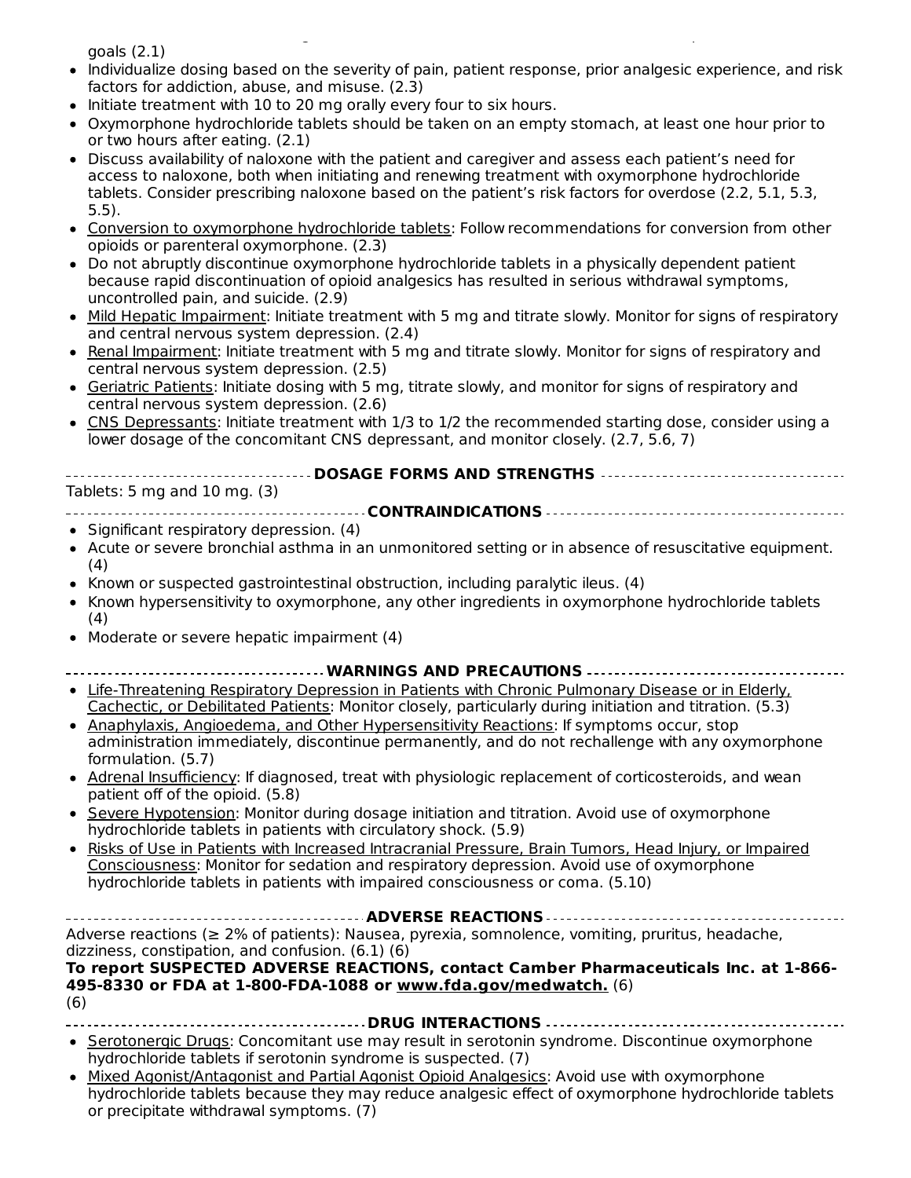goals (2.1)

- Individualize dosing based on the severity of pain, patient response, prior analgesic experience, and risk factors for addiction, abuse, and misuse. (2.3)
- Initiate treatment with 10 to 20 mg orally every four to six hours.
- Oxymorphone hydrochloride tablets should be taken on an empty stomach, at least one hour prior to or two hours after eating. (2.1)
- Discuss availability of naloxone with the patient and caregiver and assess each patient's need for access to naloxone, both when initiating and renewing treatment with oxymorphone hydrochloride tablets. Consider prescribing naloxone based on the patient's risk factors for overdose (2.2, 5.1, 5.3, 5.5).
- Conversion to oxymorphone hydrochloride tablets: Follow recommendations for conversion from other opioids or parenteral oxymorphone. (2.3)
- Do not abruptly discontinue oxymorphone hydrochloride tablets in a physically dependent patient because rapid discontinuation of opioid analgesics has resulted in serious withdrawal symptoms, uncontrolled pain, and suicide. (2.9)
- Mild Hepatic Impairment: Initiate treatment with 5 mg and titrate slowly. Monitor for signs of respiratory and central nervous system depression. (2.4)
- Renal Impairment: Initiate treatment with 5 mg and titrate slowly. Monitor for signs of respiratory and central nervous system depression. (2.5)
- Geriatric Patients: Initiate dosing with 5 mg, titrate slowly, and monitor for signs of respiratory and central nervous system depression. (2.6)
- CNS Depressants: Initiate treatment with 1/3 to 1/2 the recommended starting dose, consider using a lower dosage of the concomitant CNS depressant, and monitor closely. (2.7, 5.6, 7)

**DOSAGE FORMS AND STRENGTHS**

Tablets: 5 mg and 10 mg. (3)

**CONTRAINDICATIONS**

- Significant respiratory depression. (4)
- Acute or severe bronchial asthma in an unmonitored setting or in absence of resuscitative equipment. (4)
- Known or suspected gastrointestinal obstruction, including paralytic ileus. (4)
- Known hypersensitivity to oxymorphone, any other ingredients in oxymorphone hydrochloride tablets (4)
- Moderate or severe hepatic impairment (4)

**WARNINGS AND PRECAUTIONS**

- Life-Threatening Respiratory Depression in Patients with Chronic Pulmonary Disease or in Elderly, Cachectic, or Debilitated Patients: Monitor closely, particularly during initiation and titration. (5.3)
- Anaphylaxis, Angioedema, and Other Hypersensitivity Reactions: If symptoms occur, stop administration immediately, discontinue permanently, and do not rechallenge with any oxymorphone formulation. (5.7)
- Adrenal Insufficiency: If diagnosed, treat with physiologic replacement of corticosteroids, and wean patient off of the opioid. (5.8)
- Severe Hypotension: Monitor during dosage initiation and titration. Avoid use of oxymorphone hydrochloride tablets in patients with circulatory shock. (5.9)
- Risks of Use in Patients with Increased Intracranial Pressure, Brain Tumors, Head Injury, or Impaired Consciousness: Monitor for sedation and respiratory depression. Avoid use of oxymorphone hydrochloride tablets in patients with impaired consciousness or coma. (5.10)

**ADVERSE REACTIONS**

Adverse reactions (≥ 2% of patients): Nausea, pyrexia, somnolence, vomiting, pruritus, headache, dizziness, constipation, and confusion. (6.1) (6)

**To report SUSPECTED ADVERSE REACTIONS, contact Camber Pharmaceuticals Inc. at 1-866-495-8330 or FDA at 1-800-FDA-1088 or www.fda.gov/medwatch.** (6)
(6)

**DRUG INTERACTIONS**

- Serotonergic Drugs: Concomitant use may result in serotonin syndrome. Discontinue oxymorphone hydrochloride tablets if serotonin syndrome is suspected. (7)
- Mixed Agonist/Antagonist and Partial Agonist Opioid Analgesics: Avoid use with oxymorphone hydrochloride tablets because they may reduce analgesic effect of oxymorphone hydrochloride tablets or precipitate withdrawal symptoms. (7)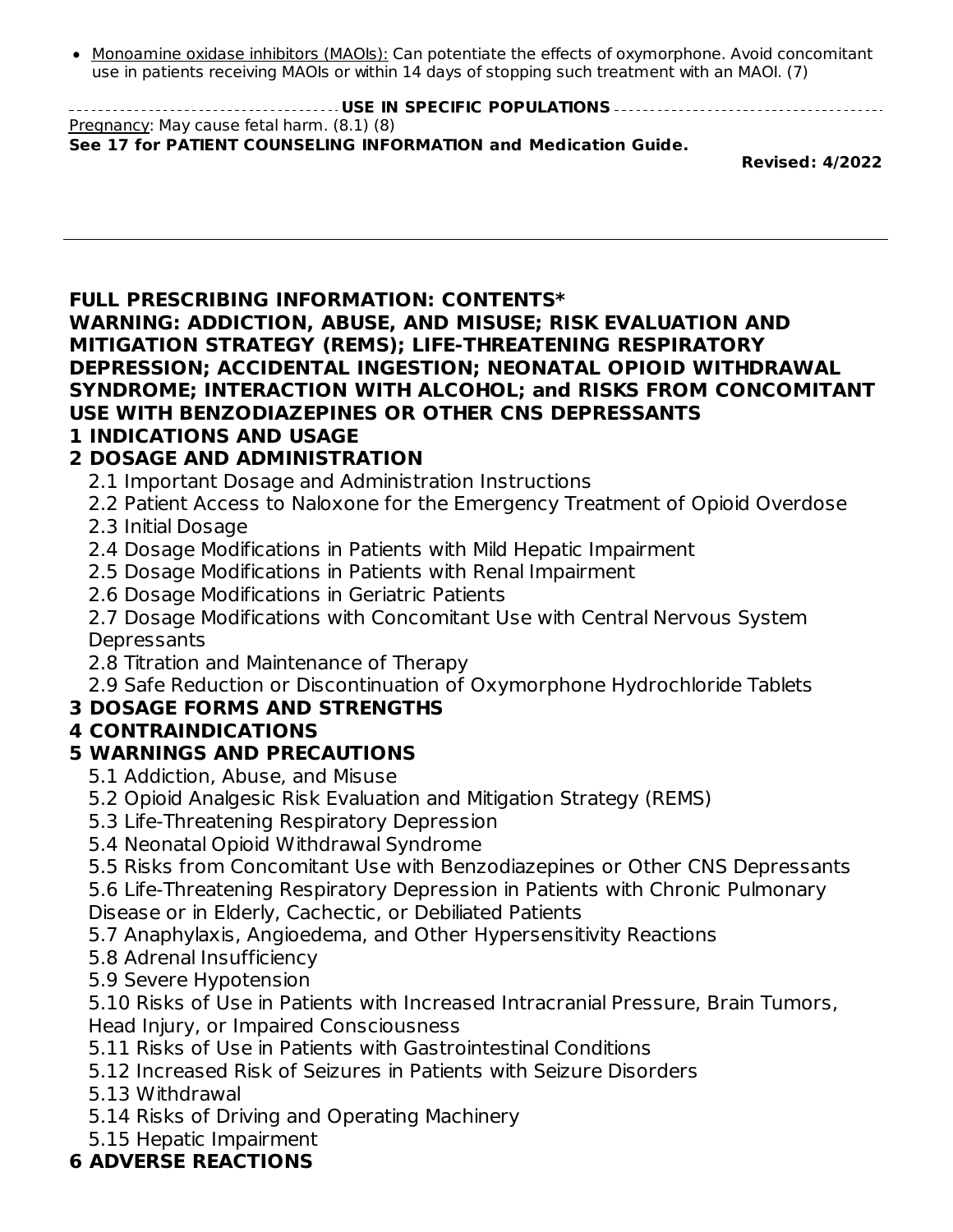- Monoamine oxidase inhibitors (MAOIs): Can potentiate the effects of oxymorphone. Avoid concomitant use in patients receiving MAOIs or within 14 days of stopping such treatment with an MAOI. (7)

**USE IN SPECIFIC POPULATIONS**

Pregnancy: May cause fetal harm. (8.1) (8)

**See 17 for PATIENT COUNSELING INFORMATION and Medication Guide.**

**Revised: 4/2022**

---

## FULL PRESCRIBING INFORMATION: CONTENTS*

**WARNING: ADDICTION, ABUSE, AND MISUSE; RISK EVALUATION AND MITIGATION STRATEGY (REMS); LIFE-THREATENING RESPIRATORY DEPRESSION; ACCIDENTAL INGESTION; NEONATAL OPIOID WITHDRAWAL SYNDROME; INTERACTION WITH ALCOHOL; and RISKS FROM CONCOMITANT USE WITH BENZODIAZEPINES OR OTHER CNS DEPRESSANTS**

**1 INDICATIONS AND USAGE**

**2 DOSAGE AND ADMINISTRATION**

- 2.1 Important Dosage and Administration Instructions
- 2.2 Patient Access to Naloxone for the Emergency Treatment of Opioid Overdose
- 2.3 Initial Dosage
- 2.4 Dosage Modifications in Patients with Mild Hepatic Impairment
- 2.5 Dosage Modifications in Patients with Renal Impairment
- 2.6 Dosage Modifications in Geriatric Patients
- 2.7 Dosage Modifications with Concomitant Use with Central Nervous System Depressants
- 2.8 Titration and Maintenance of Therapy
- 2.9 Safe Reduction or Discontinuation of Oxymorphone Hydrochloride Tablets

**3 DOSAGE FORMS AND STRENGTHS**

**4 CONTRAINDICATIONS**

**5 WARNINGS AND PRECAUTIONS**

- 5.1 Addiction, Abuse, and Misuse
- 5.2 Opioid Analgesic Risk Evaluation and Mitigation Strategy (REMS)
- 5.3 Life-Threatening Respiratory Depression
- 5.4 Neonatal Opioid Withdrawal Syndrome
- 5.5 Risks from Concomitant Use with Benzodiazepines or Other CNS Depressants
- 5.6 Life-Threatening Respiratory Depression in Patients with Chronic Pulmonary Disease or in Elderly, Cachectic, or Debilitated Patients
- 5.7 Anaphylaxis, Angioedema, and Other Hypersensitivity Reactions
- 5.8 Adrenal Insufficiency
- 5.9 Severe Hypotension
- 5.10 Risks of Use in Patients with Increased Intracranial Pressure, Brain Tumors, Head Injury, or Impaired Consciousness
- 5.11 Risks of Use in Patients with Gastrointestinal Conditions
- 5.12 Increased Risk of Seizures in Patients with Seizure Disorders
- 5.13 Withdrawal
- 5.14 Risks of Driving and Operating Machinery
- 5.15 Hepatic Impairment

**6 ADVERSE REACTIONS**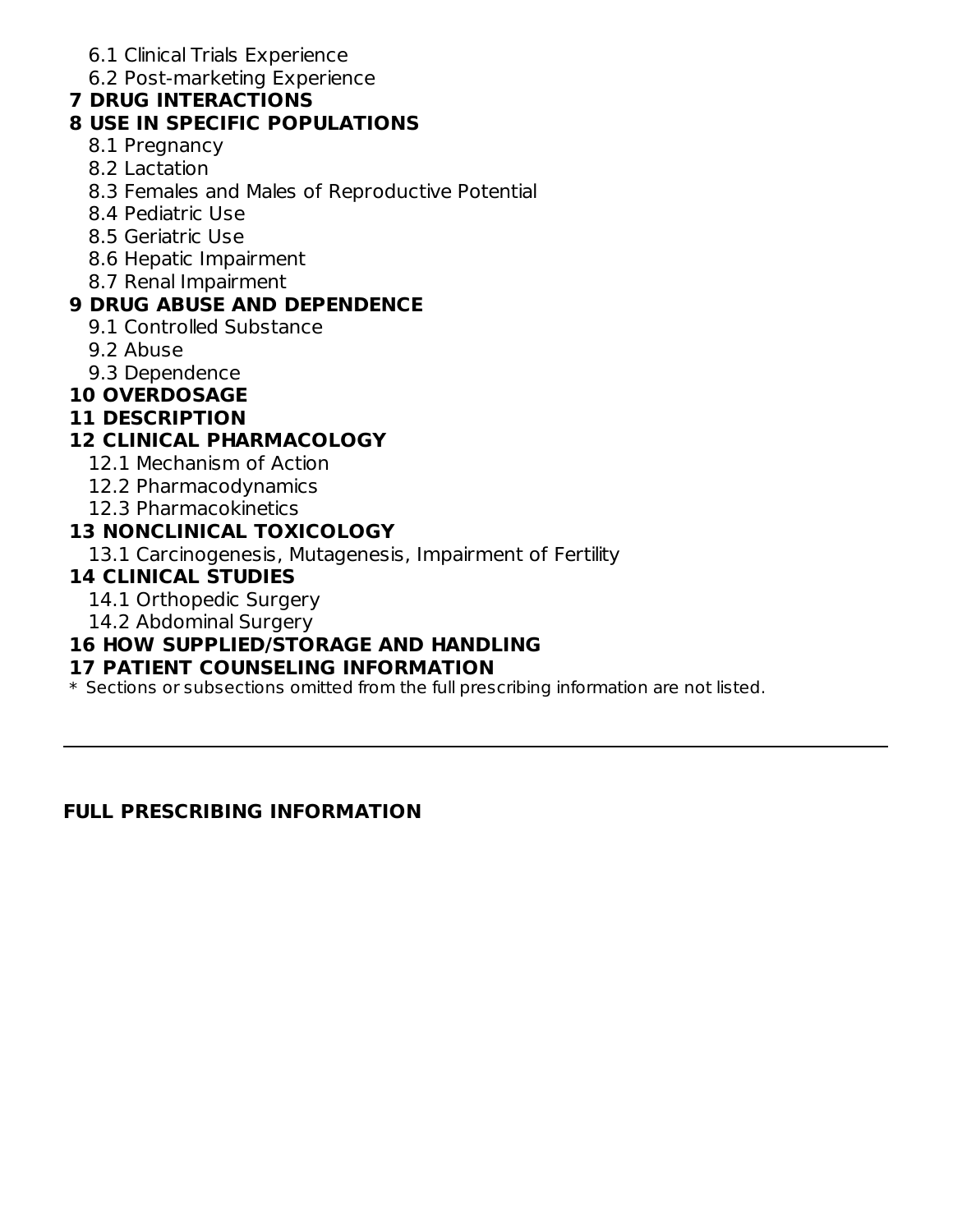6.1 Clinical Trials Experience
6.2 Post-marketing Experience

**7 DRUG INTERACTIONS**

**8 USE IN SPECIFIC POPULATIONS**

8.1 Pregnancy
8.2 Lactation
8.3 Females and Males of Reproductive Potential
8.4 Pediatric Use
8.5 Geriatric Use
8.6 Hepatic Impairment
8.7 Renal Impairment

**9 DRUG ABUSE AND DEPENDENCE**

9.1 Controlled Substance
9.2 Abuse
9.3 Dependence

**10 OVERDOSAGE**

**11 DESCRIPTION**

**12 CLINICAL PHARMACOLOGY**

12.1 Mechanism of Action
12.2 Pharmacodynamics
12.3 Pharmacokinetics

**13 NONCLINICAL TOXICOLOGY**

13.1 Carcinogenesis, Mutagenesis, Impairment of Fertility

**14 CLINICAL STUDIES**

14.1 Orthopedic Surgery
14.2 Abdominal Surgery

**16 HOW SUPPLIED/STORAGE AND HANDLING**

**17 PATIENT COUNSELING INFORMATION**

\* Sections or subsections omitted from the full prescribing information are not listed.

---

## FULL PRESCRIBING INFORMATION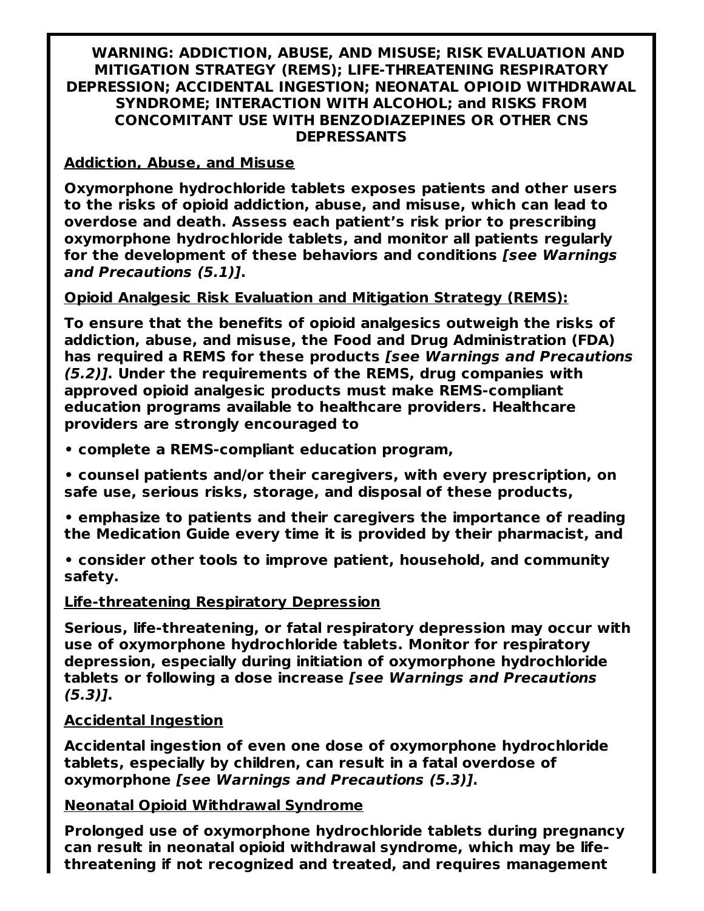**WARNING: ADDICTION, ABUSE, AND MISUSE; RISK EVALUATION AND MITIGATION STRATEGY (REMS); LIFE-THREATENING RESPIRATORY DEPRESSION; ACCIDENTAL INGESTION; NEONATAL OPIOID WITHDRAWAL SYNDROME; INTERACTION WITH ALCOHOL; and RISKS FROM CONCOMITANT USE WITH BENZODIAZEPINES OR OTHER CNS DEPRESSANTS**

**Addiction, Abuse, and Misuse**

**Oxymorphone hydrochloride tablets exposes patients and other users to the risks of opioid addiction, abuse, and misuse, which can lead to overdose and death. Assess each patient's risk prior to prescribing oxymorphone hydrochloride tablets, and monitor all patients regularly for the development of these behaviors and conditions *[see Warnings and Precautions (5.1)]*.**

**Opioid Analgesic Risk Evaluation and Mitigation Strategy (REMS):**

**To ensure that the benefits of opioid analgesics outweigh the risks of addiction, abuse, and misuse, the Food and Drug Administration (FDA) has required a REMS for these products *[see Warnings and Precautions (5.2)]*. Under the requirements of the REMS, drug companies with approved opioid analgesic products must make REMS-compliant education programs available to healthcare providers. Healthcare providers are strongly encouraged to**

- **complete a REMS-compliant education program,**
- **counsel patients and/or their caregivers, with every prescription, on safe use, serious risks, storage, and disposal of these products,**
- **emphasize to patients and their caregivers the importance of reading the Medication Guide every time it is provided by their pharmacist, and**
- **consider other tools to improve patient, household, and community safety.**

**Life-threatening Respiratory Depression**

**Serious, life-threatening, or fatal respiratory depression may occur with use of oxymorphone hydrochloride tablets. Monitor for respiratory depression, especially during initiation of oxymorphone hydrochloride tablets or following a dose increase *[see Warnings and Precautions (5.3)]*.**

**Accidental Ingestion**

**Accidental ingestion of even one dose of oxymorphone hydrochloride tablets, especially by children, can result in a fatal overdose of oxymorphone *[see Warnings and Precautions (5.3)]*.**

**Neonatal Opioid Withdrawal Syndrome**

**Prolonged use of oxymorphone hydrochloride tablets during pregnancy can result in neonatal opioid withdrawal syndrome, which may be life-threatening if not recognized and treated, and requires management**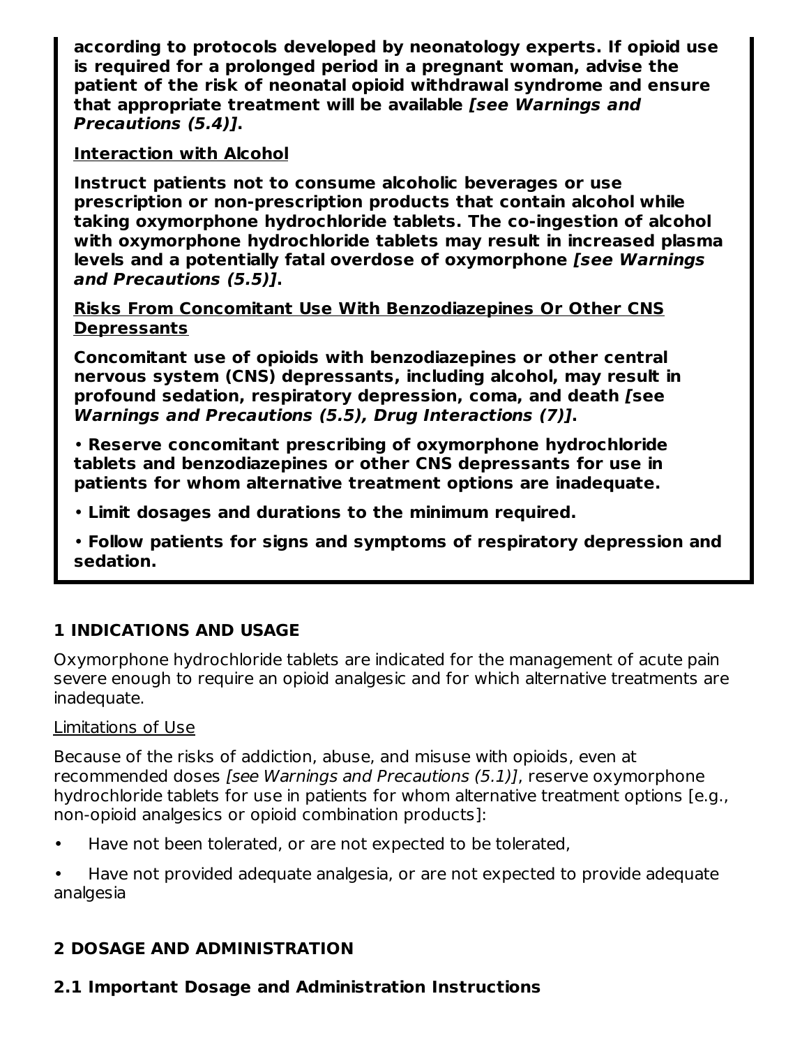**according to protocols developed by neonatology experts. If opioid use is required for a prolonged period in a pregnant woman, advise the patient of the risk of neonatal opioid withdrawal syndrome and ensure that appropriate treatment will be available *[see Warnings and Precautions (5.4)]*.**

**Interaction with Alcohol**

**Instruct patients not to consume alcoholic beverages or use prescription or non-prescription products that contain alcohol while taking oxymorphone hydrochloride tablets. The co-ingestion of alcohol with oxymorphone hydrochloride tablets may result in increased plasma levels and a potentially fatal overdose of oxymorphone *[see Warnings and Precautions (5.5)]*.**

**Risks From Concomitant Use With Benzodiazepines Or Other CNS Depressants**

**Concomitant use of opioids with benzodiazepines or other central nervous system (CNS) depressants, including alcohol, may result in profound sedation, respiratory depression, coma, and death *[see Warnings and Precautions (5.5), Drug Interactions (7)]*.**

- **Reserve concomitant prescribing of oxymorphone hydrochloride tablets and benzodiazepines or other CNS depressants for use in patients for whom alternative treatment options are inadequate.**
- **Limit dosages and durations to the minimum required.**
- **Follow patients for signs and symptoms of respiratory depression and sedation.**

## 1 INDICATIONS AND USAGE

Oxymorphone hydrochloride tablets are indicated for the management of acute pain severe enough to require an opioid analgesic and for which alternative treatments are inadequate.

Limitations of Use

Because of the risks of addiction, abuse, and misuse with opioids, even at recommended doses *[see Warnings and Precautions (5.1)]*, reserve oxymorphone hydrochloride tablets for use in patients for whom alternative treatment options [e.g., non-opioid analgesics or opioid combination products]:

- Have not been tolerated, or are not expected to be tolerated,
- Have not provided adequate analgesia, or are not expected to provide adequate analgesia

## 2 DOSAGE AND ADMINISTRATION

### 2.1 Important Dosage and Administration Instructions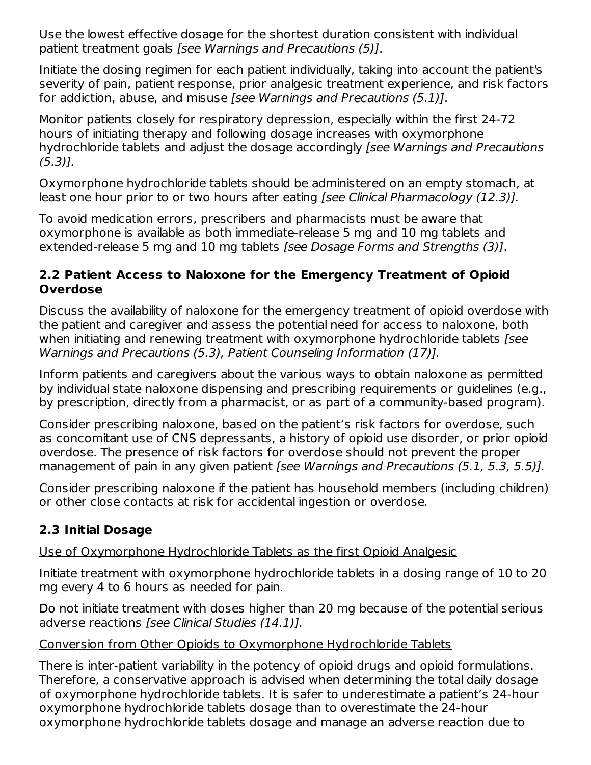Use the lowest effective dosage for the shortest duration consistent with individual patient treatment goals *[see Warnings and Precautions (5)]*.

Initiate the dosing regimen for each patient individually, taking into account the patient's severity of pain, patient response, prior analgesic treatment experience, and risk factors for addiction, abuse, and misuse *[see Warnings and Precautions (5.1)]*.

Monitor patients closely for respiratory depression, especially within the first 24-72 hours of initiating therapy and following dosage increases with oxymorphone hydrochloride tablets and adjust the dosage accordingly *[see Warnings and Precautions (5.3)]*.

Oxymorphone hydrochloride tablets should be administered on an empty stomach, at least one hour prior to or two hours after eating *[see Clinical Pharmacology (12.3)]*.

To avoid medication errors, prescribers and pharmacists must be aware that oxymorphone is available as both immediate-release 5 mg and 10 mg tablets and extended-release 5 mg and 10 mg tablets *[see Dosage Forms and Strengths (3)]*.

### 2.2 Patient Access to Naloxone for the Emergency Treatment of Opioid Overdose

Discuss the availability of naloxone for the emergency treatment of opioid overdose with the patient and caregiver and assess the potential need for access to naloxone, both when initiating and renewing treatment with oxymorphone hydrochloride tablets *[see Warnings and Precautions (5.3), Patient Counseling Information (17)]*.

Inform patients and caregivers about the various ways to obtain naloxone as permitted by individual state naloxone dispensing and prescribing requirements or guidelines (e.g., by prescription, directly from a pharmacist, or as part of a community-based program).

Consider prescribing naloxone, based on the patient's risk factors for overdose, such as concomitant use of CNS depressants, a history of opioid use disorder, or prior opioid overdose. The presence of risk factors for overdose should not prevent the proper management of pain in any given patient *[see Warnings and Precautions (5.1, 5.3, 5.5)]*.

Consider prescribing naloxone if the patient has household members (including children) or other close contacts at risk for accidental ingestion or overdose.

### 2.3 Initial Dosage

<u>Use of Oxymorphone Hydrochloride Tablets as the first Opioid Analgesic</u>

Initiate treatment with oxymorphone hydrochloride tablets in a dosing range of 10 to 20 mg every 4 to 6 hours as needed for pain.

Do not initiate treatment with doses higher than 20 mg because of the potential serious adverse reactions *[see Clinical Studies (14.1)]*.

<u>Conversion from Other Opioids to Oxymorphone Hydrochloride Tablets</u>

There is inter-patient variability in the potency of opioid drugs and opioid formulations. Therefore, a conservative approach is advised when determining the total daily dosage of oxymorphone hydrochloride tablets. It is safer to underestimate a patient's 24-hour oxymorphone hydrochloride tablets dosage than to overestimate the 24-hour oxymorphone hydrochloride tablets dosage and manage an adverse reaction due to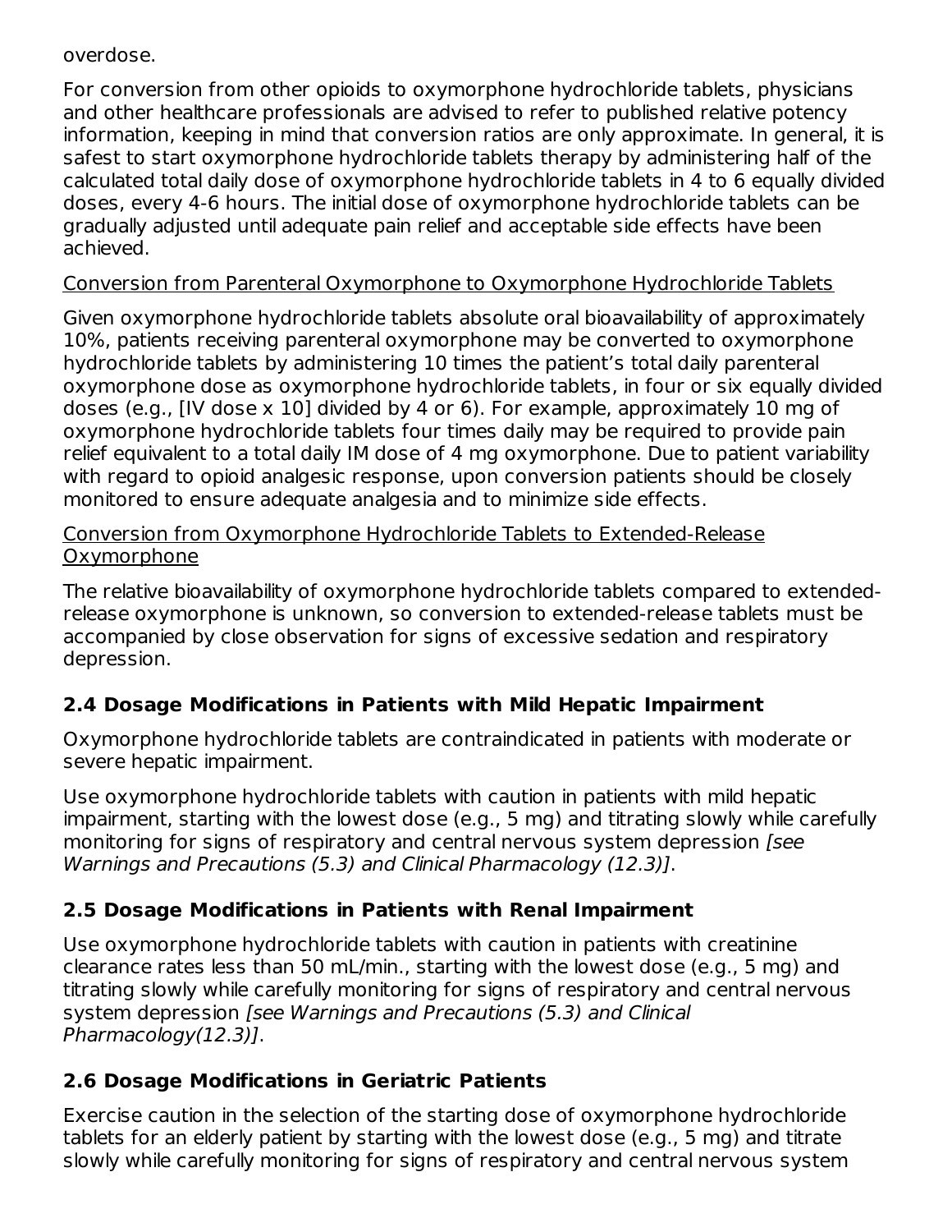overdose.

For conversion from other opioids to oxymorphone hydrochloride tablets, physicians and other healthcare professionals are advised to refer to published relative potency information, keeping in mind that conversion ratios are only approximate. In general, it is safest to start oxymorphone hydrochloride tablets therapy by administering half of the calculated total daily dose of oxymorphone hydrochloride tablets in 4 to 6 equally divided doses, every 4-6 hours. The initial dose of oxymorphone hydrochloride tablets can be gradually adjusted until adequate pain relief and acceptable side effects have been achieved.

Conversion from Parenteral Oxymorphone to Oxymorphone Hydrochloride Tablets

Given oxymorphone hydrochloride tablets absolute oral bioavailability of approximately 10%, patients receiving parenteral oxymorphone may be converted to oxymorphone hydrochloride tablets by administering 10 times the patient's total daily parenteral oxymorphone dose as oxymorphone hydrochloride tablets, in four or six equally divided doses (e.g., [IV dose x 10] divided by 4 or 6). For example, approximately 10 mg of oxymorphone hydrochloride tablets four times daily may be required to provide pain relief equivalent to a total daily IM dose of 4 mg oxymorphone. Due to patient variability with regard to opioid analgesic response, upon conversion patients should be closely monitored to ensure adequate analgesia and to minimize side effects.

Conversion from Oxymorphone Hydrochloride Tablets to Extended-Release Oxymorphone

The relative bioavailability of oxymorphone hydrochloride tablets compared to extended-release oxymorphone is unknown, so conversion to extended-release tablets must be accompanied by close observation for signs of excessive sedation and respiratory depression.

### 2.4 Dosage Modifications in Patients with Mild Hepatic Impairment

Oxymorphone hydrochloride tablets are contraindicated in patients with moderate or severe hepatic impairment.

Use oxymorphone hydrochloride tablets with caution in patients with mild hepatic impairment, starting with the lowest dose (e.g., 5 mg) and titrating slowly while carefully monitoring for signs of respiratory and central nervous system depression *[see Warnings and Precautions (5.3) and Clinical Pharmacology (12.3)]*.

### 2.5 Dosage Modifications in Patients with Renal Impairment

Use oxymorphone hydrochloride tablets with caution in patients with creatinine clearance rates less than 50 mL/min., starting with the lowest dose (e.g., 5 mg) and titrating slowly while carefully monitoring for signs of respiratory and central nervous system depression *[see Warnings and Precautions (5.3) and Clinical Pharmacology(12.3)]*.

### 2.6 Dosage Modifications in Geriatric Patients

Exercise caution in the selection of the starting dose of oxymorphone hydrochloride tablets for an elderly patient by starting with the lowest dose (e.g., 5 mg) and titrate slowly while carefully monitoring for signs of respiratory and central nervous system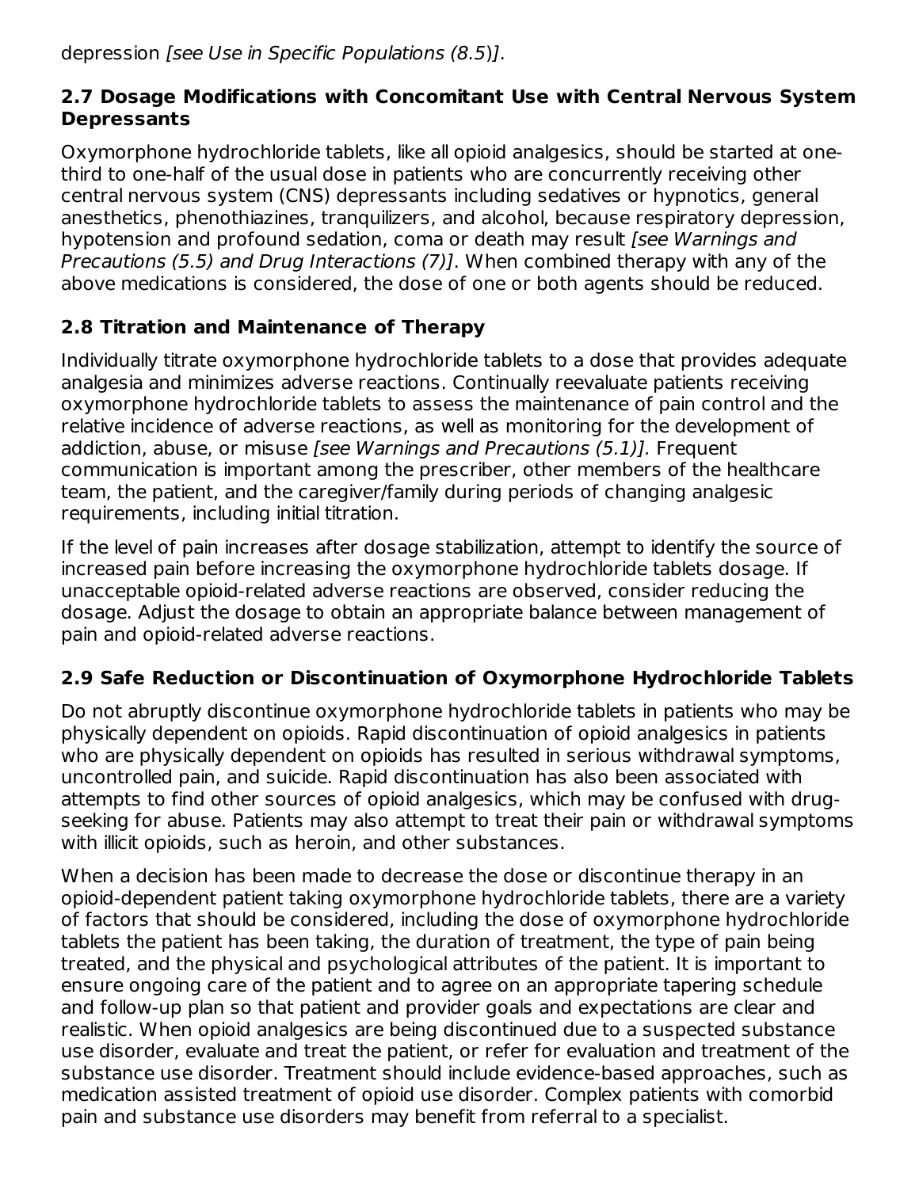depression *[see Use in Specific Populations (8.5)]*.

### 2.7 Dosage Modifications with Concomitant Use with Central Nervous System Depressants

Oxymorphone hydrochloride tablets, like all opioid analgesics, should be started at one-third to one-half of the usual dose in patients who are concurrently receiving other central nervous system (CNS) depressants including sedatives or hypnotics, general anesthetics, phenothiazines, tranquilizers, and alcohol, because respiratory depression, hypotension and profound sedation, coma or death may result *[see Warnings and Precautions (5.5) and Drug Interactions (7)]*. When combined therapy with any of the above medications is considered, the dose of one or both agents should be reduced.

### 2.8 Titration and Maintenance of Therapy

Individually titrate oxymorphone hydrochloride tablets to a dose that provides adequate analgesia and minimizes adverse reactions. Continually reevaluate patients receiving oxymorphone hydrochloride tablets to assess the maintenance of pain control and the relative incidence of adverse reactions, as well as monitoring for the development of addiction, abuse, or misuse *[see Warnings and Precautions (5.1)].* Frequent communication is important among the prescriber, other members of the healthcare team, the patient, and the caregiver/family during periods of changing analgesic requirements, including initial titration.

If the level of pain increases after dosage stabilization, attempt to identify the source of increased pain before increasing the oxymorphone hydrochloride tablets dosage. If unacceptable opioid-related adverse reactions are observed, consider reducing the dosage. Adjust the dosage to obtain an appropriate balance between management of pain and opioid-related adverse reactions.

### 2.9 Safe Reduction or Discontinuation of Oxymorphone Hydrochloride Tablets

Do not abruptly discontinue oxymorphone hydrochloride tablets in patients who may be physically dependent on opioids. Rapid discontinuation of opioid analgesics in patients who are physically dependent on opioids has resulted in serious withdrawal symptoms, uncontrolled pain, and suicide. Rapid discontinuation has also been associated with attempts to find other sources of opioid analgesics, which may be confused with drug-seeking for abuse. Patients may also attempt to treat their pain or withdrawal symptoms with illicit opioids, such as heroin, and other substances.

When a decision has been made to decrease the dose or discontinue therapy in an opioid-dependent patient taking oxymorphone hydrochloride tablets, there are a variety of factors that should be considered, including the dose of oxymorphone hydrochloride tablets the patient has been taking, the duration of treatment, the type of pain being treated, and the physical and psychological attributes of the patient. It is important to ensure ongoing care of the patient and to agree on an appropriate tapering schedule and follow-up plan so that patient and provider goals and expectations are clear and realistic. When opioid analgesics are being discontinued due to a suspected substance use disorder, evaluate and treat the patient, or refer for evaluation and treatment of the substance use disorder. Treatment should include evidence-based approaches, such as medication assisted treatment of opioid use disorder. Complex patients with comorbid pain and substance use disorders may benefit from referral to a specialist.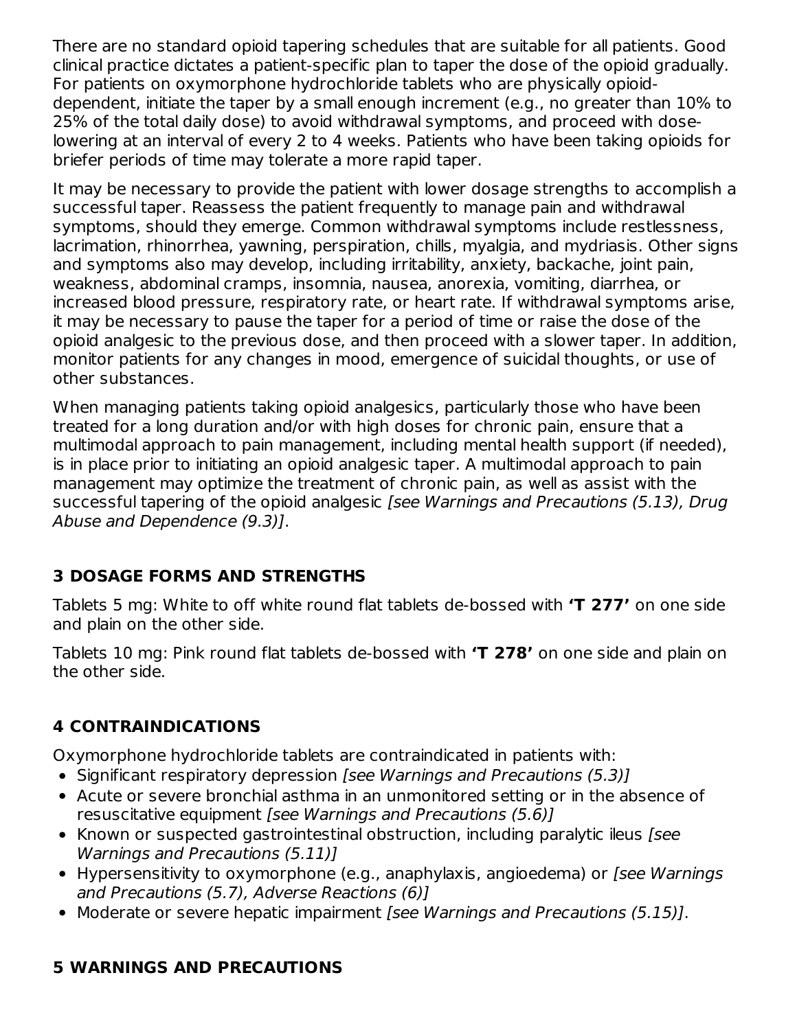There are no standard opioid tapering schedules that are suitable for all patients. Good clinical practice dictates a patient-specific plan to taper the dose of the opioid gradually. For patients on oxymorphone hydrochloride tablets who are physically opioid-dependent, initiate the taper by a small enough increment (e.g., no greater than 10% to 25% of the total daily dose) to avoid withdrawal symptoms, and proceed with dose-lowering at an interval of every 2 to 4 weeks. Patients who have been taking opioids for briefer periods of time may tolerate a more rapid taper.

It may be necessary to provide the patient with lower dosage strengths to accomplish a successful taper. Reassess the patient frequently to manage pain and withdrawal symptoms, should they emerge. Common withdrawal symptoms include restlessness, lacrimation, rhinorrhea, yawning, perspiration, chills, myalgia, and mydriasis. Other signs and symptoms also may develop, including irritability, anxiety, backache, joint pain, weakness, abdominal cramps, insomnia, nausea, anorexia, vomiting, diarrhea, or increased blood pressure, respiratory rate, or heart rate. If withdrawal symptoms arise, it may be necessary to pause the taper for a period of time or raise the dose of the opioid analgesic to the previous dose, and then proceed with a slower taper. In addition, monitor patients for any changes in mood, emergence of suicidal thoughts, or use of other substances.

When managing patients taking opioid analgesics, particularly those who have been treated for a long duration and/or with high doses for chronic pain, ensure that a multimodal approach to pain management, including mental health support (if needed), is in place prior to initiating an opioid analgesic taper. A multimodal approach to pain management may optimize the treatment of chronic pain, as well as assist with the successful tapering of the opioid analgesic *[see Warnings and Precautions (5.13), Drug Abuse and Dependence (9.3)]*.

## 3 DOSAGE FORMS AND STRENGTHS

Tablets 5 mg: White to off white round flat tablets de-bossed with **'T 277'** on one side and plain on the other side.

Tablets 10 mg: Pink round flat tablets de-bossed with **'T 278'** on one side and plain on the other side.

## 4 CONTRAINDICATIONS

Oxymorphone hydrochloride tablets are contraindicated in patients with:

- Significant respiratory depression *[see Warnings and Precautions (5.3)]*
- Acute or severe bronchial asthma in an unmonitored setting or in the absence of resuscitative equipment *[see Warnings and Precautions (5.6)]*
- Known or suspected gastrointestinal obstruction, including paralytic ileus *[see Warnings and Precautions (5.11)]*
- Hypersensitivity to oxymorphone (e.g., anaphylaxis, angioedema) or *[see Warnings and Precautions (5.7), Adverse Reactions (6)]*
- Moderate or severe hepatic impairment *[see Warnings and Precautions (5.15)]*.

## 5 WARNINGS AND PRECAUTIONS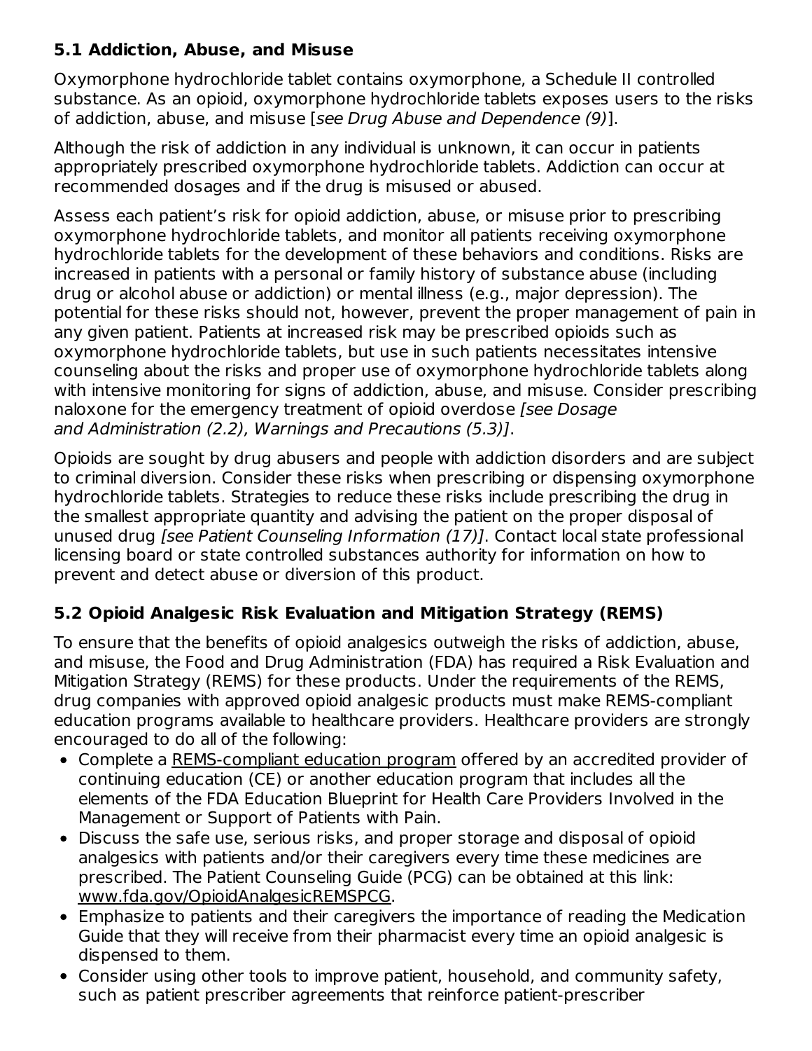### 5.1 Addiction, Abuse, and Misuse

Oxymorphone hydrochloride tablet contains oxymorphone, a Schedule II controlled substance. As an opioid, oxymorphone hydrochloride tablets exposes users to the risks of addiction, abuse, and misuse [*see Drug Abuse and Dependence (9)*].

Although the risk of addiction in any individual is unknown, it can occur in patients appropriately prescribed oxymorphone hydrochloride tablets. Addiction can occur at recommended dosages and if the drug is misused or abused.

Assess each patient's risk for opioid addiction, abuse, or misuse prior to prescribing oxymorphone hydrochloride tablets, and monitor all patients receiving oxymorphone hydrochloride tablets for the development of these behaviors and conditions. Risks are increased in patients with a personal or family history of substance abuse (including drug or alcohol abuse or addiction) or mental illness (e.g., major depression). The potential for these risks should not, however, prevent the proper management of pain in any given patient. Patients at increased risk may be prescribed opioids such as oxymorphone hydrochloride tablets, but use in such patients necessitates intensive counseling about the risks and proper use of oxymorphone hydrochloride tablets along with intensive monitoring for signs of addiction, abuse, and misuse. Consider prescribing naloxone for the emergency treatment of opioid overdose *[see Dosage and Administration (2.2), Warnings and Precautions (5.3)]*.

Opioids are sought by drug abusers and people with addiction disorders and are subject to criminal diversion. Consider these risks when prescribing or dispensing oxymorphone hydrochloride tablets. Strategies to reduce these risks include prescribing the drug in the smallest appropriate quantity and advising the patient on the proper disposal of unused drug *[see Patient Counseling Information (17)]*. Contact local state professional licensing board or state controlled substances authority for information on how to prevent and detect abuse or diversion of this product.

### 5.2 Opioid Analgesic Risk Evaluation and Mitigation Strategy (REMS)

To ensure that the benefits of opioid analgesics outweigh the risks of addiction, abuse, and misuse, the Food and Drug Administration (FDA) has required a Risk Evaluation and Mitigation Strategy (REMS) for these products. Under the requirements of the REMS, drug companies with approved opioid analgesic products must make REMS-compliant education programs available to healthcare providers. Healthcare providers are strongly encouraged to do all of the following:

- Complete a REMS-compliant education program offered by an accredited provider of continuing education (CE) or another education program that includes all the elements of the FDA Education Blueprint for Health Care Providers Involved in the Management or Support of Patients with Pain.
- Discuss the safe use, serious risks, and proper storage and disposal of opioid analgesics with patients and/or their caregivers every time these medicines are prescribed. The Patient Counseling Guide (PCG) can be obtained at this link: www.fda.gov/OpioidAnalgesicREMSPCG.
- Emphasize to patients and their caregivers the importance of reading the Medication Guide that they will receive from their pharmacist every time an opioid analgesic is dispensed to them.
- Consider using other tools to improve patient, household, and community safety, such as patient prescriber agreements that reinforce patient-prescriber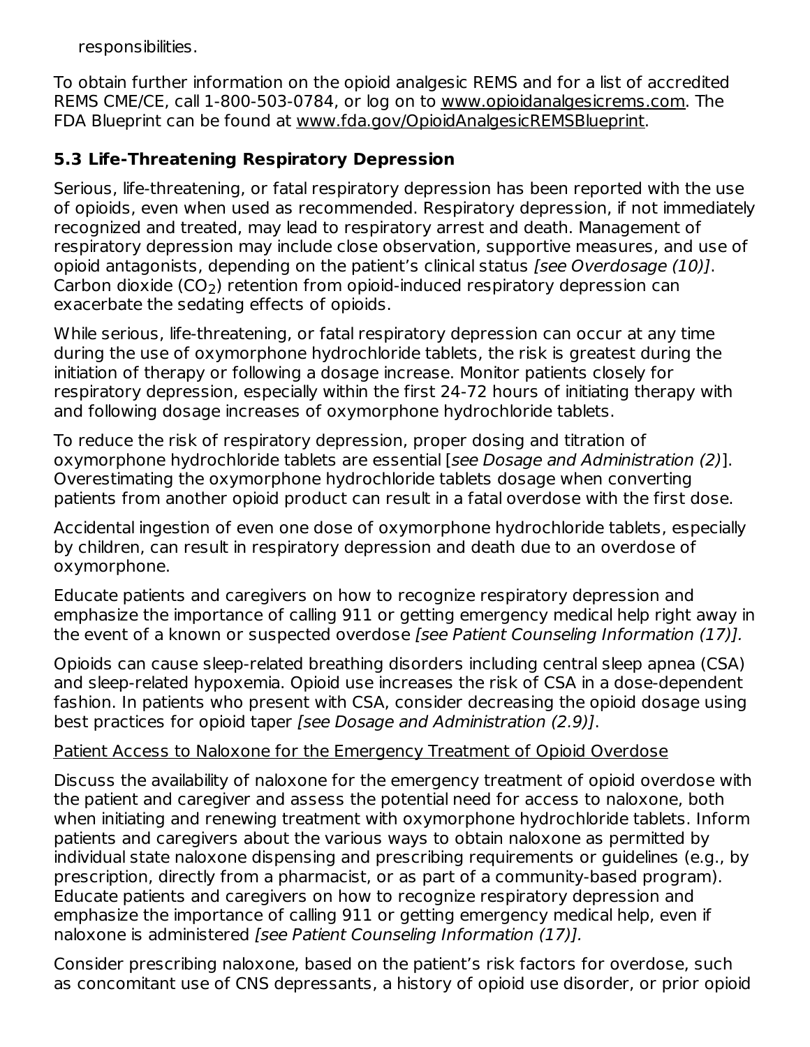responsibilities.

To obtain further information on the opioid analgesic REMS and for a list of accredited REMS CME/CE, call 1-800-503-0784, or log on to www.opioidanalgesicrems.com. The FDA Blueprint can be found at www.fda.gov/OpioidAnalgesicREMSBlueprint.

### 5.3 Life-Threatening Respiratory Depression

Serious, life-threatening, or fatal respiratory depression has been reported with the use of opioids, even when used as recommended. Respiratory depression, if not immediately recognized and treated, may lead to respiratory arrest and death. Management of respiratory depression may include close observation, supportive measures, and use of opioid antagonists, depending on the patient's clinical status *[see Overdosage (10)]*. Carbon dioxide ($CO_2$) retention from opioid-induced respiratory depression can exacerbate the sedating effects of opioids.

While serious, life-threatening, or fatal respiratory depression can occur at any time during the use of oxymorphone hydrochloride tablets, the risk is greatest during the initiation of therapy or following a dosage increase. Monitor patients closely for respiratory depression, especially within the first 24-72 hours of initiating therapy with and following dosage increases of oxymorphone hydrochloride tablets.

To reduce the risk of respiratory depression, proper dosing and titration of oxymorphone hydrochloride tablets are essential [*see Dosage and Administration (2)*]. Overestimating the oxymorphone hydrochloride tablets dosage when converting patients from another opioid product can result in a fatal overdose with the first dose.

Accidental ingestion of even one dose of oxymorphone hydrochloride tablets, especially by children, can result in respiratory depression and death due to an overdose of oxymorphone.

Educate patients and caregivers on how to recognize respiratory depression and emphasize the importance of calling 911 or getting emergency medical help right away in the event of a known or suspected overdose *[see Patient Counseling Information (17)].*

Opioids can cause sleep-related breathing disorders including central sleep apnea (CSA) and sleep-related hypoxemia. Opioid use increases the risk of CSA in a dose-dependent fashion. In patients who present with CSA, consider decreasing the opioid dosage using best practices for opioid taper *[see Dosage and Administration (2.9)]*.

Patient Access to Naloxone for the Emergency Treatment of Opioid Overdose

Discuss the availability of naloxone for the emergency treatment of opioid overdose with the patient and caregiver and assess the potential need for access to naloxone, both when initiating and renewing treatment with oxymorphone hydrochloride tablets. Inform patients and caregivers about the various ways to obtain naloxone as permitted by individual state naloxone dispensing and prescribing requirements or guidelines (e.g., by prescription, directly from a pharmacist, or as part of a community-based program). Educate patients and caregivers on how to recognize respiratory depression and emphasize the importance of calling 911 or getting emergency medical help, even if naloxone is administered *[see Patient Counseling Information (17)].*

Consider prescribing naloxone, based on the patient's risk factors for overdose, such as concomitant use of CNS depressants, a history of opioid use disorder, or prior opioid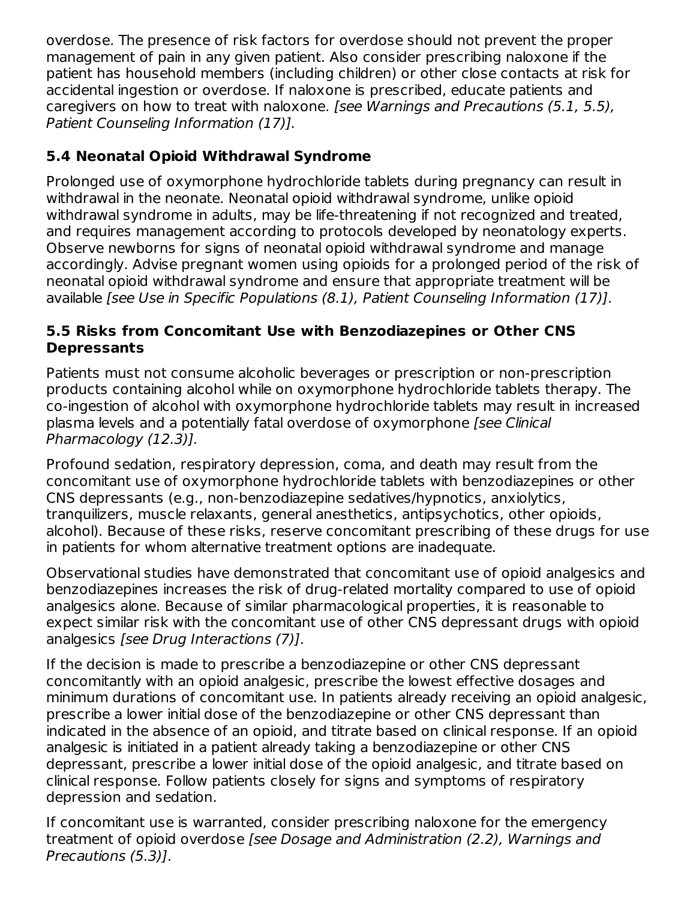overdose. The presence of risk factors for overdose should not prevent the proper management of pain in any given patient. Also consider prescribing naloxone if the patient has household members (including children) or other close contacts at risk for accidental ingestion or overdose. If naloxone is prescribed, educate patients and caregivers on how to treat with naloxone. *[see Warnings and Precautions (5.1, 5.5), Patient Counseling Information (17)].*

### 5.4 Neonatal Opioid Withdrawal Syndrome

Prolonged use of oxymorphone hydrochloride tablets during pregnancy can result in withdrawal in the neonate. Neonatal opioid withdrawal syndrome, unlike opioid withdrawal syndrome in adults, may be life-threatening if not recognized and treated, and requires management according to protocols developed by neonatology experts. Observe newborns for signs of neonatal opioid withdrawal syndrome and manage accordingly. Advise pregnant women using opioids for a prolonged period of the risk of neonatal opioid withdrawal syndrome and ensure that appropriate treatment will be available *[see Use in Specific Populations (8.1), Patient Counseling Information (17)]*.

### 5.5 Risks from Concomitant Use with Benzodiazepines or Other CNS Depressants

Patients must not consume alcoholic beverages or prescription or non-prescription products containing alcohol while on oxymorphone hydrochloride tablets therapy. The co-ingestion of alcohol with oxymorphone hydrochloride tablets may result in increased plasma levels and a potentially fatal overdose of oxymorphone *[see Clinical Pharmacology (12.3)].*

Profound sedation, respiratory depression, coma, and death may result from the concomitant use of oxymorphone hydrochloride tablets with benzodiazepines or other CNS depressants (e.g., non-benzodiazepine sedatives/hypnotics, anxiolytics, tranquilizers, muscle relaxants, general anesthetics, antipsychotics, other opioids, alcohol). Because of these risks, reserve concomitant prescribing of these drugs for use in patients for whom alternative treatment options are inadequate.

Observational studies have demonstrated that concomitant use of opioid analgesics and benzodiazepines increases the risk of drug-related mortality compared to use of opioid analgesics alone. Because of similar pharmacological properties, it is reasonable to expect similar risk with the concomitant use of other CNS depressant drugs with opioid analgesics *[see Drug Interactions (7)]*.

If the decision is made to prescribe a benzodiazepine or other CNS depressant concomitantly with an opioid analgesic, prescribe the lowest effective dosages and minimum durations of concomitant use. In patients already receiving an opioid analgesic, prescribe a lower initial dose of the benzodiazepine or other CNS depressant than indicated in the absence of an opioid, and titrate based on clinical response. If an opioid analgesic is initiated in a patient already taking a benzodiazepine or other CNS depressant, prescribe a lower initial dose of the opioid analgesic, and titrate based on clinical response. Follow patients closely for signs and symptoms of respiratory depression and sedation.

If concomitant use is warranted, consider prescribing naloxone for the emergency treatment of opioid overdose *[see Dosage and Administration (2.2), Warnings and Precautions (5.3)]*.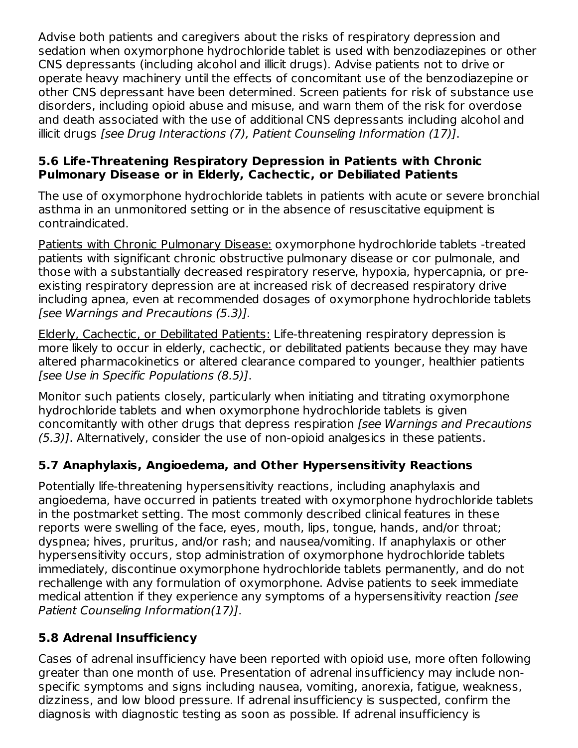Advise both patients and caregivers about the risks of respiratory depression and sedation when oxymorphone hydrochloride tablet is used with benzodiazepines or other CNS depressants (including alcohol and illicit drugs). Advise patients not to drive or operate heavy machinery until the effects of concomitant use of the benzodiazepine or other CNS depressant have been determined. Screen patients for risk of substance use disorders, including opioid abuse and misuse, and warn them of the risk for overdose and death associated with the use of additional CNS depressants including alcohol and illicit drugs *[see Drug Interactions (7), Patient Counseling Information (17)]*.

### 5.6 Life-Threatening Respiratory Depression in Patients with Chronic Pulmonary Disease or in Elderly, Cachectic, or Debiliated Patients

The use of oxymorphone hydrochloride tablets in patients with acute or severe bronchial asthma in an unmonitored setting or in the absence of resuscitative equipment is contraindicated.

Patients with Chronic Pulmonary Disease: oxymorphone hydrochloride tablets -treated patients with significant chronic obstructive pulmonary disease or cor pulmonale, and those with a substantially decreased respiratory reserve, hypoxia, hypercapnia, or pre-existing respiratory depression are at increased risk of decreased respiratory drive including apnea, even at recommended dosages of oxymorphone hydrochloride tablets *[see Warnings and Precautions (5.3)]*.

Elderly, Cachectic, or Debilitated Patients: Life-threatening respiratory depression is more likely to occur in elderly, cachectic, or debilitated patients because they may have altered pharmacokinetics or altered clearance compared to younger, healthier patients *[see Use in Specific Populations (8.5)]*.

Monitor such patients closely, particularly when initiating and titrating oxymorphone hydrochloride tablets and when oxymorphone hydrochloride tablets is given concomitantly with other drugs that depress respiration *[see Warnings and Precautions (5.3)]*. Alternatively, consider the use of non-opioid analgesics in these patients.

### 5.7 Anaphylaxis, Angioedema, and Other Hypersensitivity Reactions

Potentially life-threatening hypersensitivity reactions, including anaphylaxis and angioedema, have occurred in patients treated with oxymorphone hydrochloride tablets in the postmarket setting. The most commonly described clinical features in these reports were swelling of the face, eyes, mouth, lips, tongue, hands, and/or throat; dyspnea; hives, pruritus, and/or rash; and nausea/vomiting. If anaphylaxis or other hypersensitivity occurs, stop administration of oxymorphone hydrochloride tablets immediately, discontinue oxymorphone hydrochloride tablets permanently, and do not rechallenge with any formulation of oxymorphone. Advise patients to seek immediate medical attention if they experience any symptoms of a hypersensitivity reaction *[see Patient Counseling Information(17)]*.

### 5.8 Adrenal Insufficiency

Cases of adrenal insufficiency have been reported with opioid use, more often following greater than one month of use. Presentation of adrenal insufficiency may include non-specific symptoms and signs including nausea, vomiting, anorexia, fatigue, weakness, dizziness, and low blood pressure. If adrenal insufficiency is suspected, confirm the diagnosis with diagnostic testing as soon as possible. If adrenal insufficiency is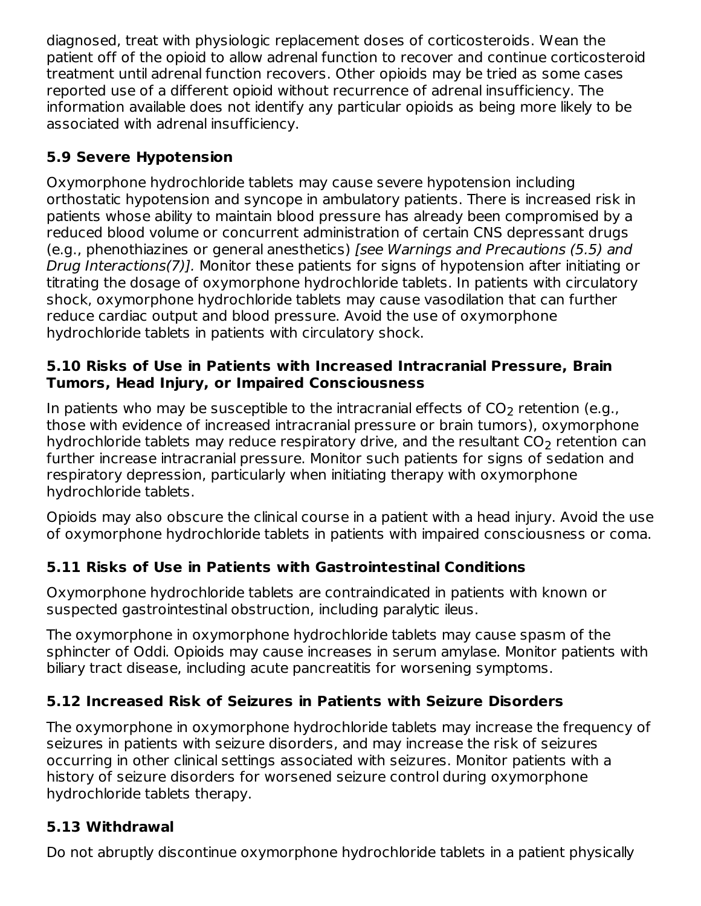diagnosed, treat with physiologic replacement doses of corticosteroids. Wean the patient off of the opioid to allow adrenal function to recover and continue corticosteroid treatment until adrenal function recovers. Other opioids may be tried as some cases reported use of a different opioid without recurrence of adrenal insufficiency. The information available does not identify any particular opioids as being more likely to be associated with adrenal insufficiency.

### 5.9 Severe Hypotension

Oxymorphone hydrochloride tablets may cause severe hypotension including orthostatic hypotension and syncope in ambulatory patients. There is increased risk in patients whose ability to maintain blood pressure has already been compromised by a reduced blood volume or concurrent administration of certain CNS depressant drugs (e.g., phenothiazines or general anesthetics) *[see Warnings and Precautions (5.5) and Drug Interactions(7)]*. Monitor these patients for signs of hypotension after initiating or titrating the dosage of oxymorphone hydrochloride tablets. In patients with circulatory shock, oxymorphone hydrochloride tablets may cause vasodilation that can further reduce cardiac output and blood pressure. Avoid the use of oxymorphone hydrochloride tablets in patients with circulatory shock.

### 5.10 Risks of Use in Patients with Increased Intracranial Pressure, Brain Tumors, Head Injury, or Impaired Consciousness

In patients who may be susceptible to the intracranial effects of $CO_2$ retention (e.g., those with evidence of increased intracranial pressure or brain tumors), oxymorphone hydrochloride tablets may reduce respiratory drive, and the resultant $CO_2$ retention can further increase intracranial pressure. Monitor such patients for signs of sedation and respiratory depression, particularly when initiating therapy with oxymorphone hydrochloride tablets.

Opioids may also obscure the clinical course in a patient with a head injury. Avoid the use of oxymorphone hydrochloride tablets in patients with impaired consciousness or coma.

### 5.11 Risks of Use in Patients with Gastrointestinal Conditions

Oxymorphone hydrochloride tablets are contraindicated in patients with known or suspected gastrointestinal obstruction, including paralytic ileus.

The oxymorphone in oxymorphone hydrochloride tablets may cause spasm of the sphincter of Oddi. Opioids may cause increases in serum amylase. Monitor patients with biliary tract disease, including acute pancreatitis for worsening symptoms.

### 5.12 Increased Risk of Seizures in Patients with Seizure Disorders

The oxymorphone in oxymorphone hydrochloride tablets may increase the frequency of seizures in patients with seizure disorders, and may increase the risk of seizures occurring in other clinical settings associated with seizures. Monitor patients with a history of seizure disorders for worsened seizure control during oxymorphone hydrochloride tablets therapy.

### 5.13 Withdrawal

Do not abruptly discontinue oxymorphone hydrochloride tablets in a patient physically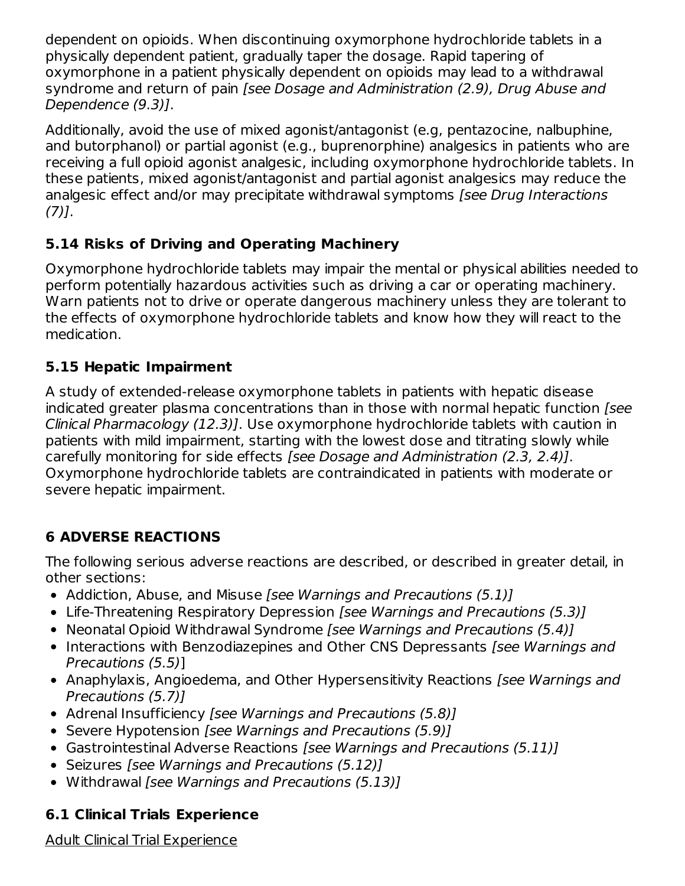dependent on opioids. When discontinuing oxymorphone hydrochloride tablets in a physically dependent patient, gradually taper the dosage. Rapid tapering of oxymorphone in a patient physically dependent on opioids may lead to a withdrawal syndrome and return of pain *[see Dosage and Administration (2.9), Drug Abuse and Dependence (9.3)]*.

Additionally, avoid the use of mixed agonist/antagonist (e.g, pentazocine, nalbuphine, and butorphanol) or partial agonist (e.g., buprenorphine) analgesics in patients who are receiving a full opioid agonist analgesic, including oxymorphone hydrochloride tablets. In these patients, mixed agonist/antagonist and partial agonist analgesics may reduce the analgesic effect and/or may precipitate withdrawal symptoms *[see Drug Interactions (7)]*.

### 5.14 Risks of Driving and Operating Machinery

Oxymorphone hydrochloride tablets may impair the mental or physical abilities needed to perform potentially hazardous activities such as driving a car or operating machinery. Warn patients not to drive or operate dangerous machinery unless they are tolerant to the effects of oxymorphone hydrochloride tablets and know how they will react to the medication.

### 5.15 Hepatic Impairment

A study of extended-release oxymorphone tablets in patients with hepatic disease indicated greater plasma concentrations than in those with normal hepatic function *[see Clinical Pharmacology (12.3)]*. Use oxymorphone hydrochloride tablets with caution in patients with mild impairment, starting with the lowest dose and titrating slowly while carefully monitoring for side effects *[see Dosage and Administration (2.3, 2.4)]*. Oxymorphone hydrochloride tablets are contraindicated in patients with moderate or severe hepatic impairment.

## 6 ADVERSE REACTIONS

The following serious adverse reactions are described, or described in greater detail, in other sections:

- Addiction, Abuse, and Misuse *[see Warnings and Precautions (5.1)]*
- Life-Threatening Respiratory Depression *[see Warnings and Precautions (5.3)]*
- Neonatal Opioid Withdrawal Syndrome *[see Warnings and Precautions (5.4)]*
- Interactions with Benzodiazepines and Other CNS Depressants *[see Warnings and Precautions (5.5)]*
- Anaphylaxis, Angioedema, and Other Hypersensitivity Reactions *[see Warnings and Precautions (5.7)]*
- Adrenal Insufficiency *[see Warnings and Precautions (5.8)]*
- Severe Hypotension *[see Warnings and Precautions (5.9)]*
- Gastrointestinal Adverse Reactions *[see Warnings and Precautions (5.11)]*
- Seizures *[see Warnings and Precautions (5.12)]*
- Withdrawal *[see Warnings and Precautions (5.13)]*

### 6.1 Clinical Trials Experience

Adult Clinical Trial Experience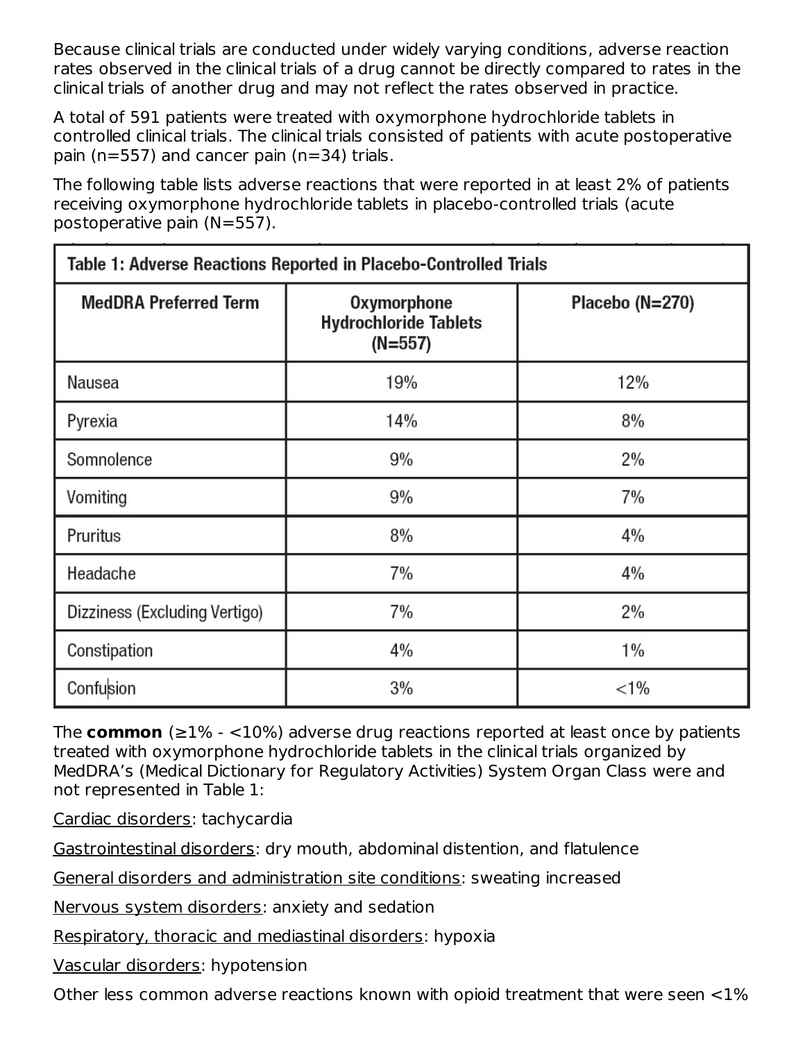Because clinical trials are conducted under widely varying conditions, adverse reaction rates observed in the clinical trials of a drug cannot be directly compared to rates in the clinical trials of another drug and may not reflect the rates observed in practice.

A total of 591 patients were treated with oxymorphone hydrochloride tablets in controlled clinical trials. The clinical trials consisted of patients with acute postoperative pain (n=557) and cancer pain (n=34) trials.

The following table lists adverse reactions that were reported in at least 2% of patients receiving oxymorphone hydrochloride tablets in placebo-controlled trials (acute postoperative pain (N=557).

**Table 1: Adverse Reactions Reported in Placebo-Controlled Trials**

| MedDRA Preferred Term | Oxymorphone Hydrochloride Tablets (N=557) | Placebo (N=270) |
|---|---|---|
| Nausea | 19% | 12% |
| Pyrexia | 14% | 8% |
| Somnolence | 9% | 2% |
| Vomiting | 9% | 7% |
| Pruritus | 8% | 4% |
| Headache | 7% | 4% |
| Dizziness (Excluding Vertigo) | 7% | 2% |
| Constipation | 4% | 1% |
| Confusion | 3% | <1% |

The **common** (≥1% - <10%) adverse drug reactions reported at least once by patients treated with oxymorphone hydrochloride tablets in the clinical trials organized by MedDRA's (Medical Dictionary for Regulatory Activities) System Organ Class were and not represented in Table 1:

Cardiac disorders: tachycardia

Gastrointestinal disorders: dry mouth, abdominal distention, and flatulence

General disorders and administration site conditions: sweating increased

Nervous system disorders: anxiety and sedation

Respiratory, thoracic and mediastinal disorders: hypoxia

Vascular disorders: hypotension

Other less common adverse reactions known with opioid treatment that were seen <1%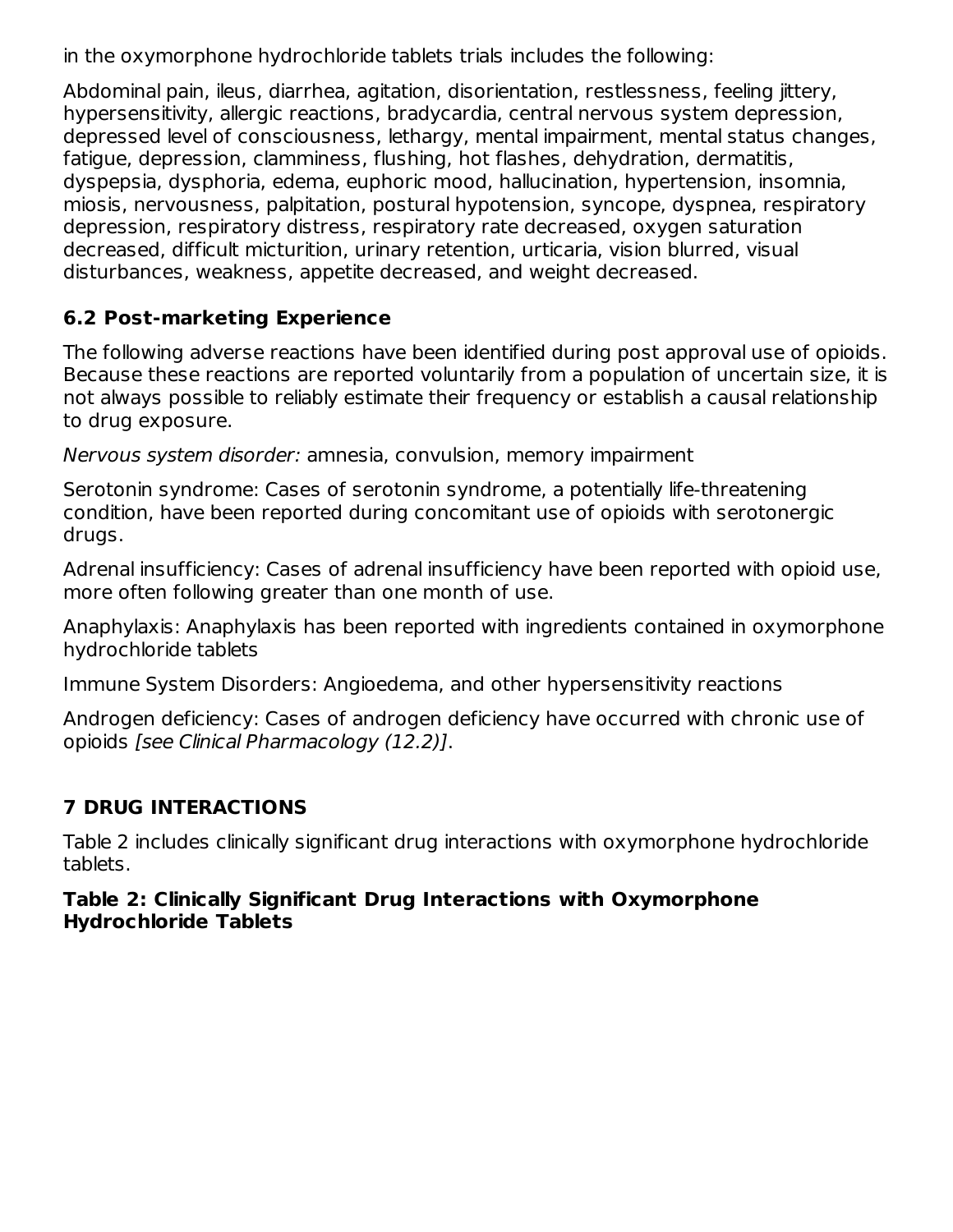in the oxymorphone hydrochloride tablets trials includes the following:

Abdominal pain, ileus, diarrhea, agitation, disorientation, restlessness, feeling jittery, hypersensitivity, allergic reactions, bradycardia, central nervous system depression, depressed level of consciousness, lethargy, mental impairment, mental status changes, fatigue, depression, clamminess, flushing, hot flashes, dehydration, dermatitis, dyspepsia, dysphoria, edema, euphoric mood, hallucination, hypertension, insomnia, miosis, nervousness, palpitation, postural hypotension, syncope, dyspnea, respiratory depression, respiratory distress, respiratory rate decreased, oxygen saturation decreased, difficult micturition, urinary retention, urticaria, vision blurred, visual disturbances, weakness, appetite decreased, and weight decreased.

### 6.2 Post-marketing Experience

The following adverse reactions have been identified during post approval use of opioids. Because these reactions are reported voluntarily from a population of uncertain size, it is not always possible to reliably estimate their frequency or establish a causal relationship to drug exposure.

*Nervous system disorder:* amnesia, convulsion, memory impairment

Serotonin syndrome: Cases of serotonin syndrome, a potentially life-threatening condition, have been reported during concomitant use of opioids with serotonergic drugs.

Adrenal insufficiency: Cases of adrenal insufficiency have been reported with opioid use, more often following greater than one month of use.

Anaphylaxis: Anaphylaxis has been reported with ingredients contained in oxymorphone hydrochloride tablets

Immune System Disorders: Angioedema, and other hypersensitivity reactions

Androgen deficiency: Cases of androgen deficiency have occurred with chronic use of opioids *[see Clinical Pharmacology (12.2)]*.

## 7 DRUG INTERACTIONS

Table 2 includes clinically significant drug interactions with oxymorphone hydrochloride tablets.

**Table 2: Clinically Significant Drug Interactions with Oxymorphone Hydrochloride Tablets**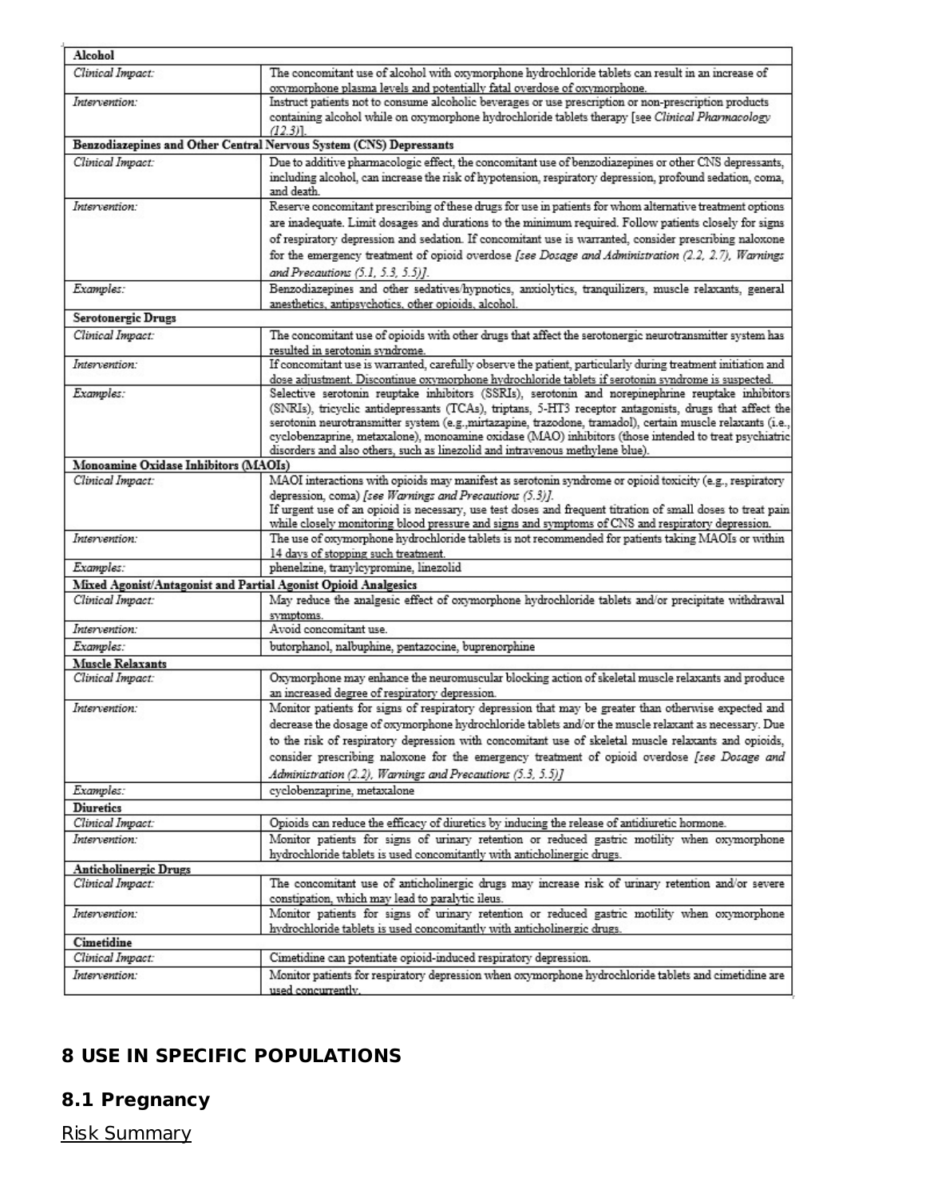| Alcohol | |
|---|---|
| *Clinical Impact:* | The concomitant use of alcohol with oxymorphone hydrochloride tablets can result in an increase of oxymorphone plasma levels and potentially fatal overdose of oxymorphone. |
| *Intervention:* | Instruct patients not to consume alcoholic beverages or use prescription or non-prescription products containing alcohol while on oxymorphone hydrochloride tablets therapy [see *Clinical Pharmacology (12.3)*]. |
| **Benzodiazepines and Other Central Nervous System (CNS) Depressants** | |
| *Clinical Impact:* | Due to additive pharmacologic effect, the concomitant use of benzodiazepines or other CNS depressants, including alcohol, can increase the risk of hypotension, respiratory depression, profound sedation, coma, and death. |
| *Intervention:* | Reserve concomitant prescribing of these drugs for use in patients for whom alternative treatment options are inadequate. Limit dosages and durations to the minimum required. Follow patients closely for signs of respiratory depression and sedation. If concomitant use is warranted, consider prescribing naloxone for the emergency treatment of opioid overdose *[see Dosage and Administration (2.2, 2.7), Warnings and Precautions (5.1, 5.3, 5.5)]*. |
| *Examples:* | Benzodiazepines and other sedatives/hypnotics, anxiolytics, tranquilizers, muscle relaxants, general anesthetics, antipsychotics, other opioids, alcohol. |
| **Serotonergic Drugs** | |
| *Clinical Impact:* | The concomitant use of opioids with other drugs that affect the serotonergic neurotransmitter system has resulted in serotonin syndrome. |
| *Intervention:* | If concomitant use is warranted, carefully observe the patient, particularly during treatment initiation and dose adjustment. Discontinue oxymorphone hydrochloride tablets if serotonin syndrome is suspected. |
| *Examples:* | Selective serotonin reuptake inhibitors (SSRIs), serotonin and norepinephrine reuptake inhibitors (SNRIs), tricyclic antidepressants (TCAs), triptans, 5-HT3 receptor antagonists, drugs that affect the serotonin neurotransmitter system (e.g.,mirtazapine, trazodone, tramadol), certain muscle relaxants (i.e., cyclobenzaprine, metaxalone), monoamine oxidase (MAO) inhibitors (those intended to treat psychiatric disorders and also others, such as linezolid and intravenous methylene blue). |
| **Monoamine Oxidase Inhibitors (MAOIs)** | |
| *Clinical Impact:* | MAOI interactions with opioids may manifest as serotonin syndrome or opioid toxicity (e.g., respiratory depression, coma) *[see Warnings and Precautions (5.3)]*. If urgent use of an opioid is necessary, use test doses and frequent titration of small doses to treat pain while closely monitoring blood pressure and signs and symptoms of CNS and respiratory depression. |
| *Intervention:* | The use of oxymorphone hydrochloride tablets is not recommended for patients taking MAOIs or within 14 days of stopping such treatment. |
| *Examples:* | phenelzine, tranylcypromine, linezolid |
| **Mixed Agonist/Antagonist and Partial Agonist Opioid Analgesics** | |
| *Clinical Impact:* | May reduce the analgesic effect of oxymorphone hydrochloride tablets and/or precipitate withdrawal symptoms. |
| *Intervention:* | Avoid concomitant use. |
| *Examples:* | butorphanol, nalbuphine, pentazocine, buprenorphine |
| **Muscle Relaxants** | |
| *Clinical Impact:* | Oxymorphone may enhance the neuromuscular blocking action of skeletal muscle relaxants and produce an increased degree of respiratory depression. |
| *Intervention:* | Monitor patients for signs of respiratory depression that may be greater than otherwise expected and decrease the dosage of oxymorphone hydrochloride tablets and/or the muscle relaxant as necessary. Due to the risk of respiratory depression with concomitant use of skeletal muscle relaxants and opioids, consider prescribing naloxone for the emergency treatment of opioid overdose *[see Dosage and Administration (2.2), Warnings and Precautions (5.3, 5.5)]* |
| *Examples:* | cyclobenzaprine, metaxalone |
| **Diuretics** | |
| *Clinical Impact:* | Opioids can reduce the efficacy of diuretics by inducing the release of antidiuretic hormone. |
| *Intervention:* | Monitor patients for signs of urinary retention or reduced gastric motility when oxymorphone hydrochloride tablets is used concomitantly with anticholinergic drugs. |
| **Anticholinergic Drugs** | |
| *Clinical Impact:* | The concomitant use of anticholinergic drugs may increase risk of urinary retention and/or severe constipation, which may lead to paralytic ileus. |
| *Intervention:* | Monitor patients for signs of urinary retention or reduced gastric motility when oxymorphone hydrochloride tablets is used concomitantly with anticholinergic drugs. |
| **Cimetidine** | |
| *Clinical Impact:* | Cimetidine can potentiate opioid-induced respiratory depression. |
| *Intervention:* | Monitor patients for respiratory depression when oxymorphone hydrochloride tablets and cimetidine are used concurrently. |

## 8 USE IN SPECIFIC POPULATIONS

### 8.1 Pregnancy

Risk Summary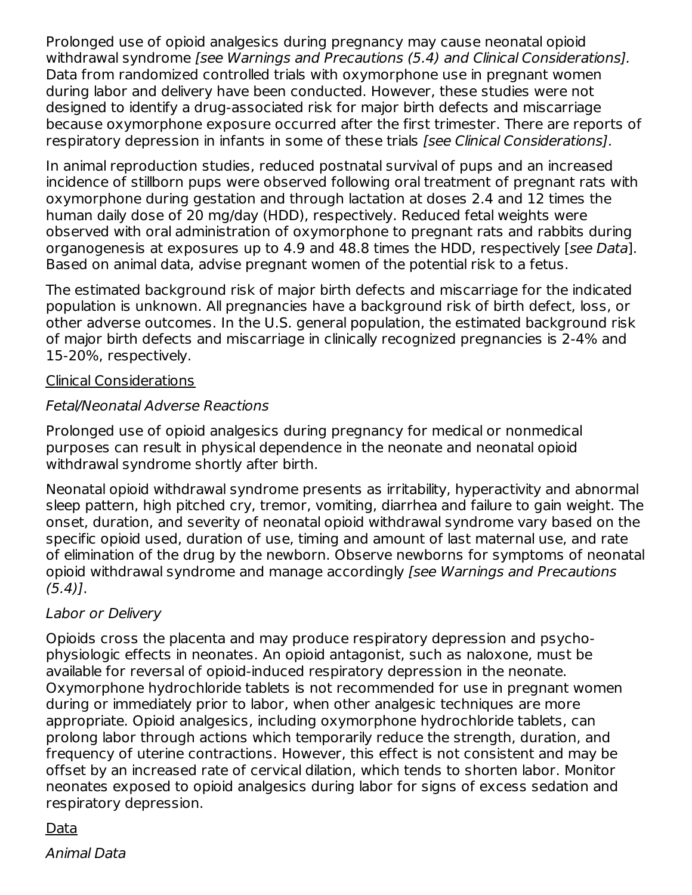Prolonged use of opioid analgesics during pregnancy may cause neonatal opioid withdrawal syndrome *[see Warnings and Precautions (5.4) and Clinical Considerations]*. Data from randomized controlled trials with oxymorphone use in pregnant women during labor and delivery have been conducted. However, these studies were not designed to identify a drug-associated risk for major birth defects and miscarriage because oxymorphone exposure occurred after the first trimester. There are reports of respiratory depression in infants in some of these trials *[see Clinical Considerations]*.

In animal reproduction studies, reduced postnatal survival of pups and an increased incidence of stillborn pups were observed following oral treatment of pregnant rats with oxymorphone during gestation and through lactation at doses 2.4 and 12 times the human daily dose of 20 mg/day (HDD), respectively. Reduced fetal weights were observed with oral administration of oxymorphone to pregnant rats and rabbits during organogenesis at exposures up to 4.9 and 48.8 times the HDD, respectively [*see Data*]. Based on animal data, advise pregnant women of the potential risk to a fetus.

The estimated background risk of major birth defects and miscarriage for the indicated population is unknown. All pregnancies have a background risk of birth defect, loss, or other adverse outcomes. In the U.S. general population, the estimated background risk of major birth defects and miscarriage in clinically recognized pregnancies is 2-4% and 15-20%, respectively.

<u>Clinical Considerations</u>

*Fetal/Neonatal Adverse Reactions*

Prolonged use of opioid analgesics during pregnancy for medical or nonmedical purposes can result in physical dependence in the neonate and neonatal opioid withdrawal syndrome shortly after birth.

Neonatal opioid withdrawal syndrome presents as irritability, hyperactivity and abnormal sleep pattern, high pitched cry, tremor, vomiting, diarrhea and failure to gain weight. The onset, duration, and severity of neonatal opioid withdrawal syndrome vary based on the specific opioid used, duration of use, timing and amount of last maternal use, and rate of elimination of the drug by the newborn. Observe newborns for symptoms of neonatal opioid withdrawal syndrome and manage accordingly *[see Warnings and Precautions (5.4)]*.

*Labor or Delivery*

Opioids cross the placenta and may produce respiratory depression and psycho-physiologic effects in neonates. An opioid antagonist, such as naloxone, must be available for reversal of opioid-induced respiratory depression in the neonate. Oxymorphone hydrochloride tablets is not recommended for use in pregnant women during or immediately prior to labor, when other analgesic techniques are more appropriate. Opioid analgesics, including oxymorphone hydrochloride tablets, can prolong labor through actions which temporarily reduce the strength, duration, and frequency of uterine contractions. However, this effect is not consistent and may be offset by an increased rate of cervical dilation, which tends to shorten labor. Monitor neonates exposed to opioid analgesics during labor for signs of excess sedation and respiratory depression.

<u>Data</u>

*Animal Data*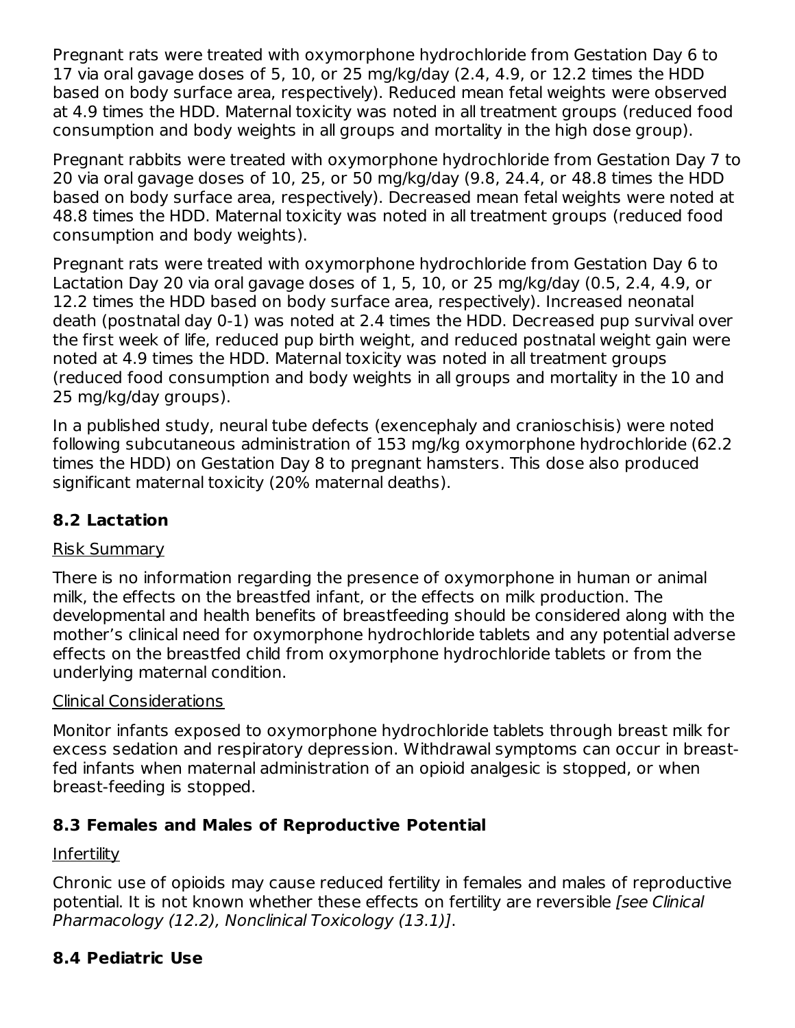Pregnant rats were treated with oxymorphone hydrochloride from Gestation Day 6 to 17 via oral gavage doses of 5, 10, or 25 mg/kg/day (2.4, 4.9, or 12.2 times the HDD based on body surface area, respectively). Reduced mean fetal weights were observed at 4.9 times the HDD. Maternal toxicity was noted in all treatment groups (reduced food consumption and body weights in all groups and mortality in the high dose group).

Pregnant rabbits were treated with oxymorphone hydrochloride from Gestation Day 7 to 20 via oral gavage doses of 10, 25, or 50 mg/kg/day (9.8, 24.4, or 48.8 times the HDD based on body surface area, respectively). Decreased mean fetal weights were noted at 48.8 times the HDD. Maternal toxicity was noted in all treatment groups (reduced food consumption and body weights).

Pregnant rats were treated with oxymorphone hydrochloride from Gestation Day 6 to Lactation Day 20 via oral gavage doses of 1, 5, 10, or 25 mg/kg/day (0.5, 2.4, 4.9, or 12.2 times the HDD based on body surface area, respectively). Increased neonatal death (postnatal day 0-1) was noted at 2.4 times the HDD. Decreased pup survival over the first week of life, reduced pup birth weight, and reduced postnatal weight gain were noted at 4.9 times the HDD. Maternal toxicity was noted in all treatment groups (reduced food consumption and body weights in all groups and mortality in the 10 and 25 mg/kg/day groups).

In a published study, neural tube defects (exencephaly and cranioschisis) were noted following subcutaneous administration of 153 mg/kg oxymorphone hydrochloride (62.2 times the HDD) on Gestation Day 8 to pregnant hamsters. This dose also produced significant maternal toxicity (20% maternal deaths).

## 8.2 Lactation

Risk Summary

There is no information regarding the presence of oxymorphone in human or animal milk, the effects on the breastfed infant, or the effects on milk production. The developmental and health benefits of breastfeeding should be considered along with the mother's clinical need for oxymorphone hydrochloride tablets and any potential adverse effects on the breastfed child from oxymorphone hydrochloride tablets or from the underlying maternal condition.

Clinical Considerations

Monitor infants exposed to oxymorphone hydrochloride tablets through breast milk for excess sedation and respiratory depression. Withdrawal symptoms can occur in breast-fed infants when maternal administration of an opioid analgesic is stopped, or when breast-feeding is stopped.

## 8.3 Females and Males of Reproductive Potential

Infertility

Chronic use of opioids may cause reduced fertility in females and males of reproductive potential. It is not known whether these effects on fertility are reversible *[see Clinical Pharmacology (12.2), Nonclinical Toxicology (13.1)]*.

## 8.4 Pediatric Use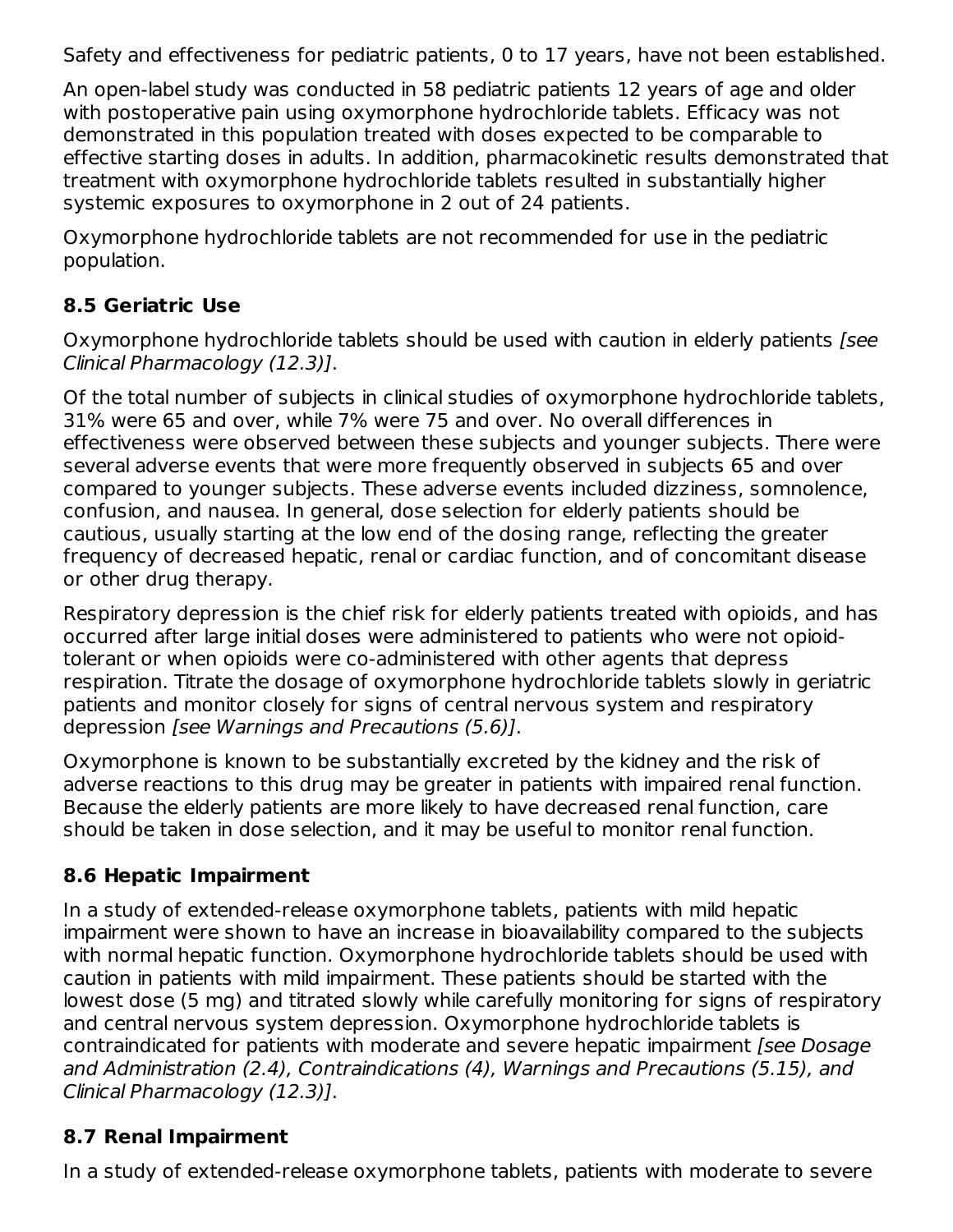Safety and effectiveness for pediatric patients, 0 to 17 years, have not been established.

An open-label study was conducted in 58 pediatric patients 12 years of age and older with postoperative pain using oxymorphone hydrochloride tablets. Efficacy was not demonstrated in this population treated with doses expected to be comparable to effective starting doses in adults. In addition, pharmacokinetic results demonstrated that treatment with oxymorphone hydrochloride tablets resulted in substantially higher systemic exposures to oxymorphone in 2 out of 24 patients.

Oxymorphone hydrochloride tablets are not recommended for use in the pediatric population.

### 8.5 Geriatric Use

Oxymorphone hydrochloride tablets should be used with caution in elderly patients *[see Clinical Pharmacology (12.3)]*.

Of the total number of subjects in clinical studies of oxymorphone hydrochloride tablets, 31% were 65 and over, while 7% were 75 and over. No overall differences in effectiveness were observed between these subjects and younger subjects. There were several adverse events that were more frequently observed in subjects 65 and over compared to younger subjects. These adverse events included dizziness, somnolence, confusion, and nausea. In general, dose selection for elderly patients should be cautious, usually starting at the low end of the dosing range, reflecting the greater frequency of decreased hepatic, renal or cardiac function, and of concomitant disease or other drug therapy.

Respiratory depression is the chief risk for elderly patients treated with opioids, and has occurred after large initial doses were administered to patients who were not opioid-tolerant or when opioids were co-administered with other agents that depress respiration. Titrate the dosage of oxymorphone hydrochloride tablets slowly in geriatric patients and monitor closely for signs of central nervous system and respiratory depression *[see Warnings and Precautions (5.6)]*.

Oxymorphone is known to be substantially excreted by the kidney and the risk of adverse reactions to this drug may be greater in patients with impaired renal function. Because the elderly patients are more likely to have decreased renal function, care should be taken in dose selection, and it may be useful to monitor renal function.

### 8.6 Hepatic Impairment

In a study of extended-release oxymorphone tablets, patients with mild hepatic impairment were shown to have an increase in bioavailability compared to the subjects with normal hepatic function. Oxymorphone hydrochloride tablets should be used with caution in patients with mild impairment. These patients should be started with the lowest dose (5 mg) and titrated slowly while carefully monitoring for signs of respiratory and central nervous system depression. Oxymorphone hydrochloride tablets is contraindicated for patients with moderate and severe hepatic impairment *[see Dosage and Administration (2.4), Contraindications (4), Warnings and Precautions (5.15), and Clinical Pharmacology (12.3)]*.

### 8.7 Renal Impairment

In a study of extended-release oxymorphone tablets, patients with moderate to severe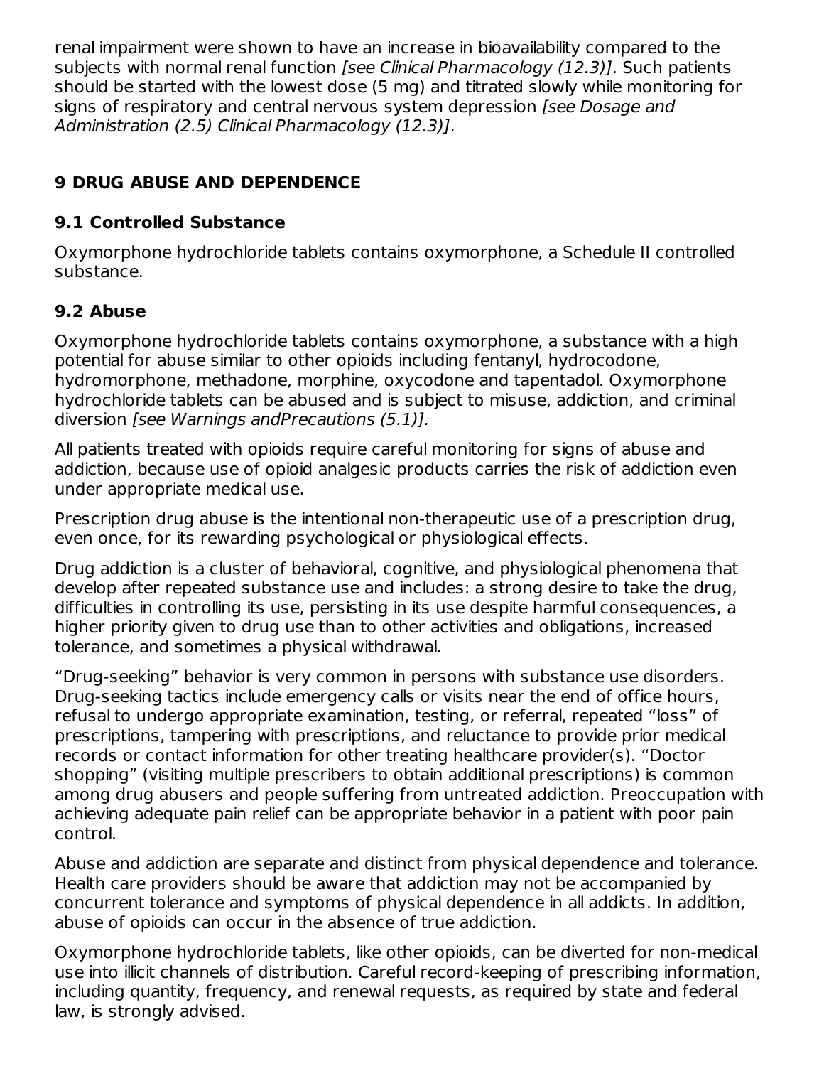renal impairment were shown to have an increase in bioavailability compared to the subjects with normal renal function *[see Clinical Pharmacology (12.3)]*. Such patients should be started with the lowest dose (5 mg) and titrated slowly while monitoring for signs of respiratory and central nervous system depression *[see Dosage and Administration (2.5) Clinical Pharmacology (12.3)]*.

## 9 DRUG ABUSE AND DEPENDENCE

### 9.1 Controlled Substance

Oxymorphone hydrochloride tablets contains oxymorphone, a Schedule II controlled substance.

### 9.2 Abuse

Oxymorphone hydrochloride tablets contains oxymorphone, a substance with a high potential for abuse similar to other opioids including fentanyl, hydrocodone, hydromorphone, methadone, morphine, oxycodone and tapentadol. Oxymorphone hydrochloride tablets can be abused and is subject to misuse, addiction, and criminal diversion *[see Warnings andPrecautions (5.1)].*

All patients treated with opioids require careful monitoring for signs of abuse and addiction, because use of opioid analgesic products carries the risk of addiction even under appropriate medical use.

Prescription drug abuse is the intentional non-therapeutic use of a prescription drug, even once, for its rewarding psychological or physiological effects.

Drug addiction is a cluster of behavioral, cognitive, and physiological phenomena that develop after repeated substance use and includes: a strong desire to take the drug, difficulties in controlling its use, persisting in its use despite harmful consequences, a higher priority given to drug use than to other activities and obligations, increased tolerance, and sometimes a physical withdrawal.

"Drug-seeking" behavior is very common in persons with substance use disorders. Drug-seeking tactics include emergency calls or visits near the end of office hours, refusal to undergo appropriate examination, testing, or referral, repeated "loss" of prescriptions, tampering with prescriptions, and reluctance to provide prior medical records or contact information for other treating healthcare provider(s). "Doctor shopping" (visiting multiple prescribers to obtain additional prescriptions) is common among drug abusers and people suffering from untreated addiction. Preoccupation with achieving adequate pain relief can be appropriate behavior in a patient with poor pain control.

Abuse and addiction are separate and distinct from physical dependence and tolerance. Health care providers should be aware that addiction may not be accompanied by concurrent tolerance and symptoms of physical dependence in all addicts. In addition, abuse of opioids can occur in the absence of true addiction.

Oxymorphone hydrochloride tablets, like other opioids, can be diverted for non-medical use into illicit channels of distribution. Careful record-keeping of prescribing information, including quantity, frequency, and renewal requests, as required by state and federal law, is strongly advised.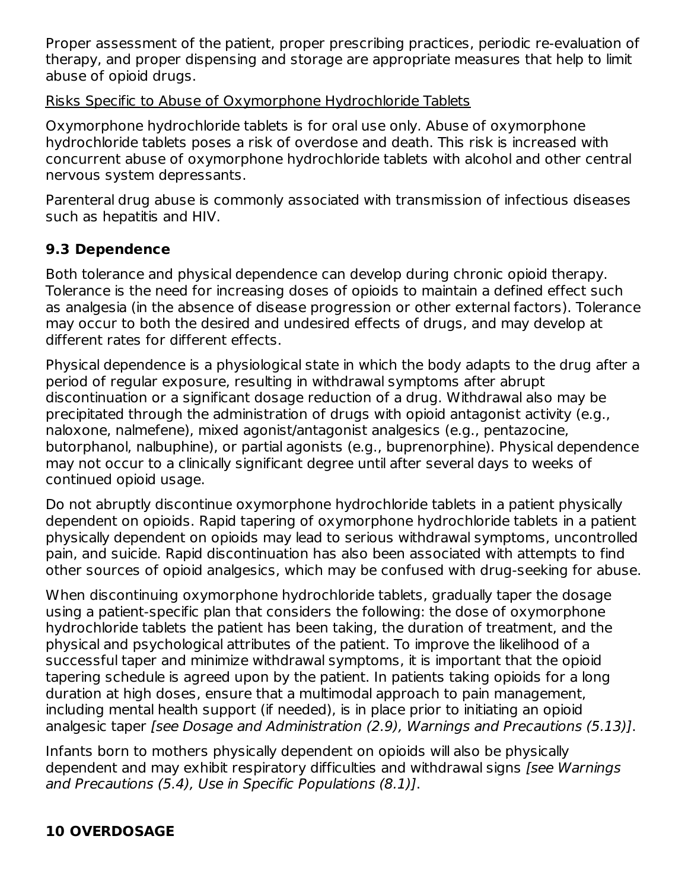Proper assessment of the patient, proper prescribing practices, periodic re-evaluation of therapy, and proper dispensing and storage are appropriate measures that help to limit abuse of opioid drugs.

Risks Specific to Abuse of Oxymorphone Hydrochloride Tablets

Oxymorphone hydrochloride tablets is for oral use only. Abuse of oxymorphone hydrochloride tablets poses a risk of overdose and death. This risk is increased with concurrent abuse of oxymorphone hydrochloride tablets with alcohol and other central nervous system depressants.

Parenteral drug abuse is commonly associated with transmission of infectious diseases such as hepatitis and HIV.

### 9.3 Dependence

Both tolerance and physical dependence can develop during chronic opioid therapy. Tolerance is the need for increasing doses of opioids to maintain a defined effect such as analgesia (in the absence of disease progression or other external factors). Tolerance may occur to both the desired and undesired effects of drugs, and may develop at different rates for different effects.

Physical dependence is a physiological state in which the body adapts to the drug after a period of regular exposure, resulting in withdrawal symptoms after abrupt discontinuation or a significant dosage reduction of a drug. Withdrawal also may be precipitated through the administration of drugs with opioid antagonist activity (e.g., naloxone, nalmefene), mixed agonist/antagonist analgesics (e.g., pentazocine, butorphanol, nalbuphine), or partial agonists (e.g., buprenorphine). Physical dependence may not occur to a clinically significant degree until after several days to weeks of continued opioid usage.

Do not abruptly discontinue oxymorphone hydrochloride tablets in a patient physically dependent on opioids. Rapid tapering of oxymorphone hydrochloride tablets in a patient physically dependent on opioids may lead to serious withdrawal symptoms, uncontrolled pain, and suicide. Rapid discontinuation has also been associated with attempts to find other sources of opioid analgesics, which may be confused with drug-seeking for abuse.

When discontinuing oxymorphone hydrochloride tablets, gradually taper the dosage using a patient-specific plan that considers the following: the dose of oxymorphone hydrochloride tablets the patient has been taking, the duration of treatment, and the physical and psychological attributes of the patient. To improve the likelihood of a successful taper and minimize withdrawal symptoms, it is important that the opioid tapering schedule is agreed upon by the patient. In patients taking opioids for a long duration at high doses, ensure that a multimodal approach to pain management, including mental health support (if needed), is in place prior to initiating an opioid analgesic taper *[see Dosage and Administration (2.9), Warnings and Precautions (5.13)]*.

Infants born to mothers physically dependent on opioids will also be physically dependent and may exhibit respiratory difficulties and withdrawal signs *[see Warnings and Precautions (5.4), Use in Specific Populations (8.1)]*.

## 10 OVERDOSAGE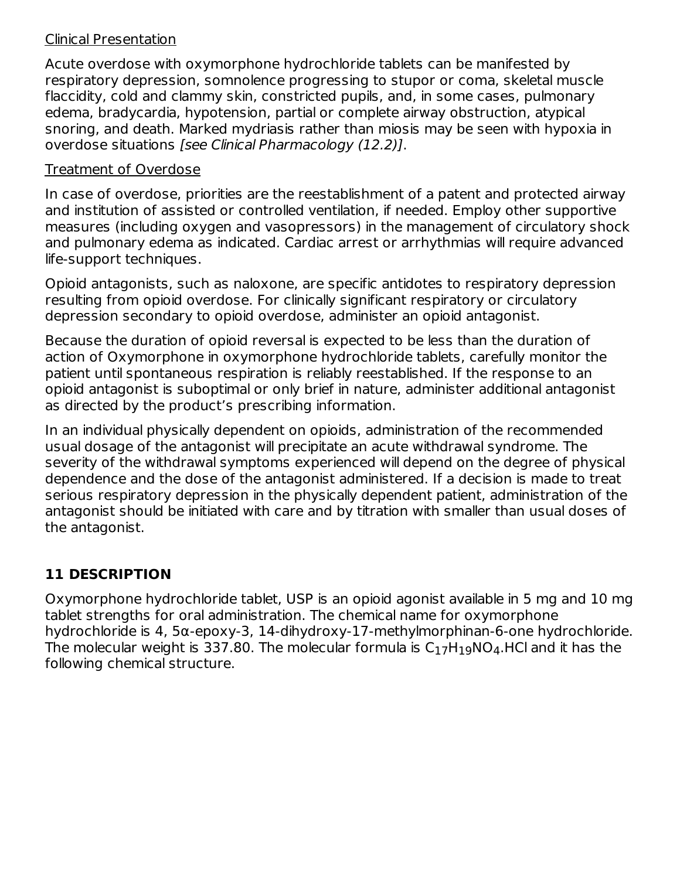Clinical Presentation

Acute overdose with oxymorphone hydrochloride tablets can be manifested by respiratory depression, somnolence progressing to stupor or coma, skeletal muscle flaccidity, cold and clammy skin, constricted pupils, and, in some cases, pulmonary edema, bradycardia, hypotension, partial or complete airway obstruction, atypical snoring, and death. Marked mydriasis rather than miosis may be seen with hypoxia in overdose situations *[see Clinical Pharmacology (12.2)]*.

Treatment of Overdose

In case of overdose, priorities are the reestablishment of a patent and protected airway and institution of assisted or controlled ventilation, if needed. Employ other supportive measures (including oxygen and vasopressors) in the management of circulatory shock and pulmonary edema as indicated. Cardiac arrest or arrhythmias will require advanced life-support techniques.

Opioid antagonists, such as naloxone, are specific antidotes to respiratory depression resulting from opioid overdose. For clinically significant respiratory or circulatory depression secondary to opioid overdose, administer an opioid antagonist.

Because the duration of opioid reversal is expected to be less than the duration of action of Oxymorphone in oxymorphone hydrochloride tablets, carefully monitor the patient until spontaneous respiration is reliably reestablished. If the response to an opioid antagonist is suboptimal or only brief in nature, administer additional antagonist as directed by the product's prescribing information.

In an individual physically dependent on opioids, administration of the recommended usual dosage of the antagonist will precipitate an acute withdrawal syndrome. The severity of the withdrawal symptoms experienced will depend on the degree of physical dependence and the dose of the antagonist administered. If a decision is made to treat serious respiratory depression in the physically dependent patient, administration of the antagonist should be initiated with care and by titration with smaller than usual doses of the antagonist.

## 11 DESCRIPTION

Oxymorphone hydrochloride tablet, USP is an opioid agonist available in 5 mg and 10 mg tablet strengths for oral administration. The chemical name for oxymorphone hydrochloride is 4, 5α-epoxy-3, 14-dihydroxy-17-methylmorphinan-6-one hydrochloride. The molecular weight is 337.80. The molecular formula is $C_{17}H_{19}NO_4.HCl$ and it has the following chemical structure.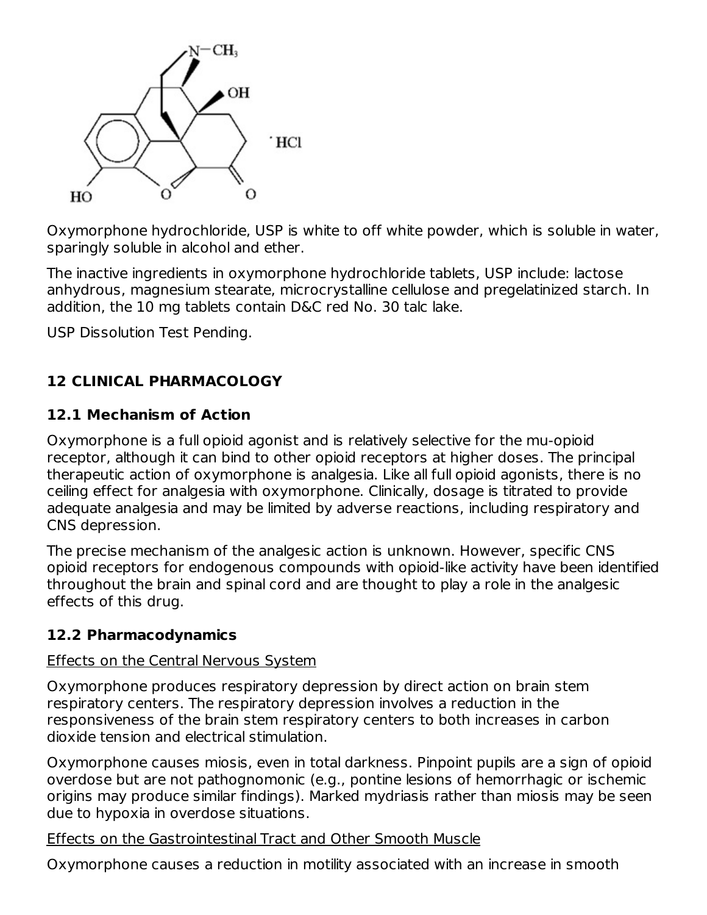Oxymorphone hydrochloride, USP is white to off white powder, which is soluble in water, sparingly soluble in alcohol and ether.

The inactive ingredients in oxymorphone hydrochloride tablets, USP include: lactose anhydrous, magnesium stearate, microcrystalline cellulose and pregelatinized starch. In addition, the 10 mg tablets contain D&C red No. 30 talc lake.

USP Dissolution Test Pending.

## 12 CLINICAL PHARMACOLOGY

### 12.1 Mechanism of Action

Oxymorphone is a full opioid agonist and is relatively selective for the mu-opioid receptor, although it can bind to other opioid receptors at higher doses. The principal therapeutic action of oxymorphone is analgesia. Like all full opioid agonists, there is no ceiling effect for analgesia with oxymorphone. Clinically, dosage is titrated to provide adequate analgesia and may be limited by adverse reactions, including respiratory and CNS depression.

The precise mechanism of the analgesic action is unknown. However, specific CNS opioid receptors for endogenous compounds with opioid-like activity have been identified throughout the brain and spinal cord and are thought to play a role in the analgesic effects of this drug.

### 12.2 Pharmacodynamics

Effects on the Central Nervous System

Oxymorphone produces respiratory depression by direct action on brain stem respiratory centers. The respiratory depression involves a reduction in the responsiveness of the brain stem respiratory centers to both increases in carbon dioxide tension and electrical stimulation.

Oxymorphone causes miosis, even in total darkness. Pinpoint pupils are a sign of opioid overdose but are not pathognomonic (e.g., pontine lesions of hemorrhagic or ischemic origins may produce similar findings). Marked mydriasis rather than miosis may be seen due to hypoxia in overdose situations.

Effects on the Gastrointestinal Tract and Other Smooth Muscle

Oxymorphone causes a reduction in motility associated with an increase in smooth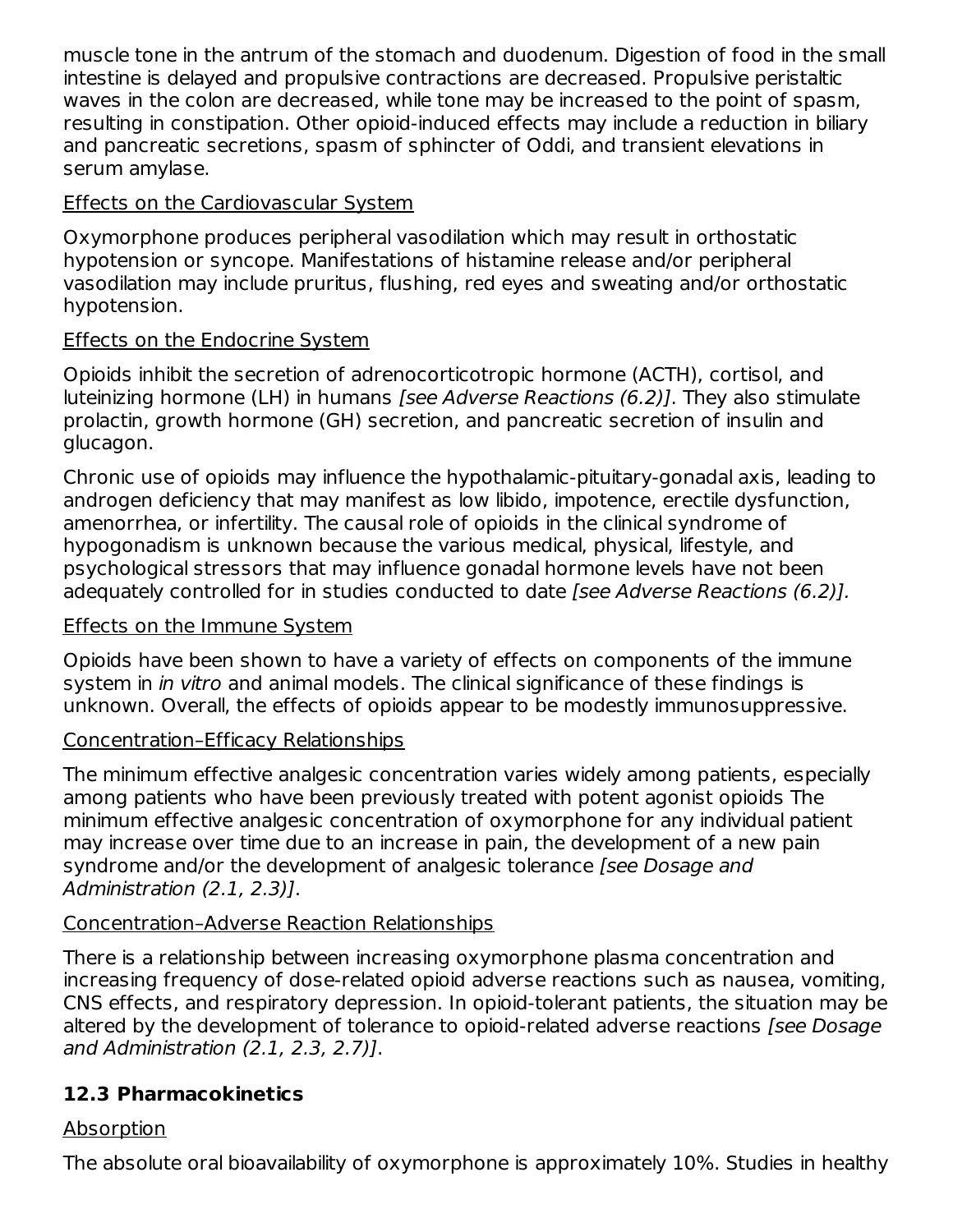muscle tone in the antrum of the stomach and duodenum. Digestion of food in the small intestine is delayed and propulsive contractions are decreased. Propulsive peristaltic waves in the colon are decreased, while tone may be increased to the point of spasm, resulting in constipation. Other opioid-induced effects may include a reduction in biliary and pancreatic secretions, spasm of sphincter of Oddi, and transient elevations in serum amylase.

Effects on the Cardiovascular System

Oxymorphone produces peripheral vasodilation which may result in orthostatic hypotension or syncope. Manifestations of histamine release and/or peripheral vasodilation may include pruritus, flushing, red eyes and sweating and/or orthostatic hypotension.

Effects on the Endocrine System

Opioids inhibit the secretion of adrenocorticotropic hormone (ACTH), cortisol, and luteinizing hormone (LH) in humans *[see Adverse Reactions (6.2)]*. They also stimulate prolactin, growth hormone (GH) secretion, and pancreatic secretion of insulin and glucagon.

Chronic use of opioids may influence the hypothalamic-pituitary-gonadal axis, leading to androgen deficiency that may manifest as low libido, impotence, erectile dysfunction, amenorrhea, or infertility. The causal role of opioids in the clinical syndrome of hypogonadism is unknown because the various medical, physical, lifestyle, and psychological stressors that may influence gonadal hormone levels have not been adequately controlled for in studies conducted to date *[see Adverse Reactions (6.2)].*

Effects on the Immune System

Opioids have been shown to have a variety of effects on components of the immune system in *in vitro* and animal models. The clinical significance of these findings is unknown. Overall, the effects of opioids appear to be modestly immunosuppressive.

Concentration–Efficacy Relationships

The minimum effective analgesic concentration varies widely among patients, especially among patients who have been previously treated with potent agonist opioids The minimum effective analgesic concentration of oxymorphone for any individual patient may increase over time due to an increase in pain, the development of a new pain syndrome and/or the development of analgesic tolerance *[see Dosage and Administration (2.1, 2.3)]*.

Concentration–Adverse Reaction Relationships

There is a relationship between increasing oxymorphone plasma concentration and increasing frequency of dose-related opioid adverse reactions such as nausea, vomiting, CNS effects, and respiratory depression. In opioid-tolerant patients, the situation may be altered by the development of tolerance to opioid-related adverse reactions *[see Dosage and Administration (2.1, 2.3, 2.7)]*.

### 12.3 Pharmacokinetics

Absorption

The absolute oral bioavailability of oxymorphone is approximately 10%. Studies in healthy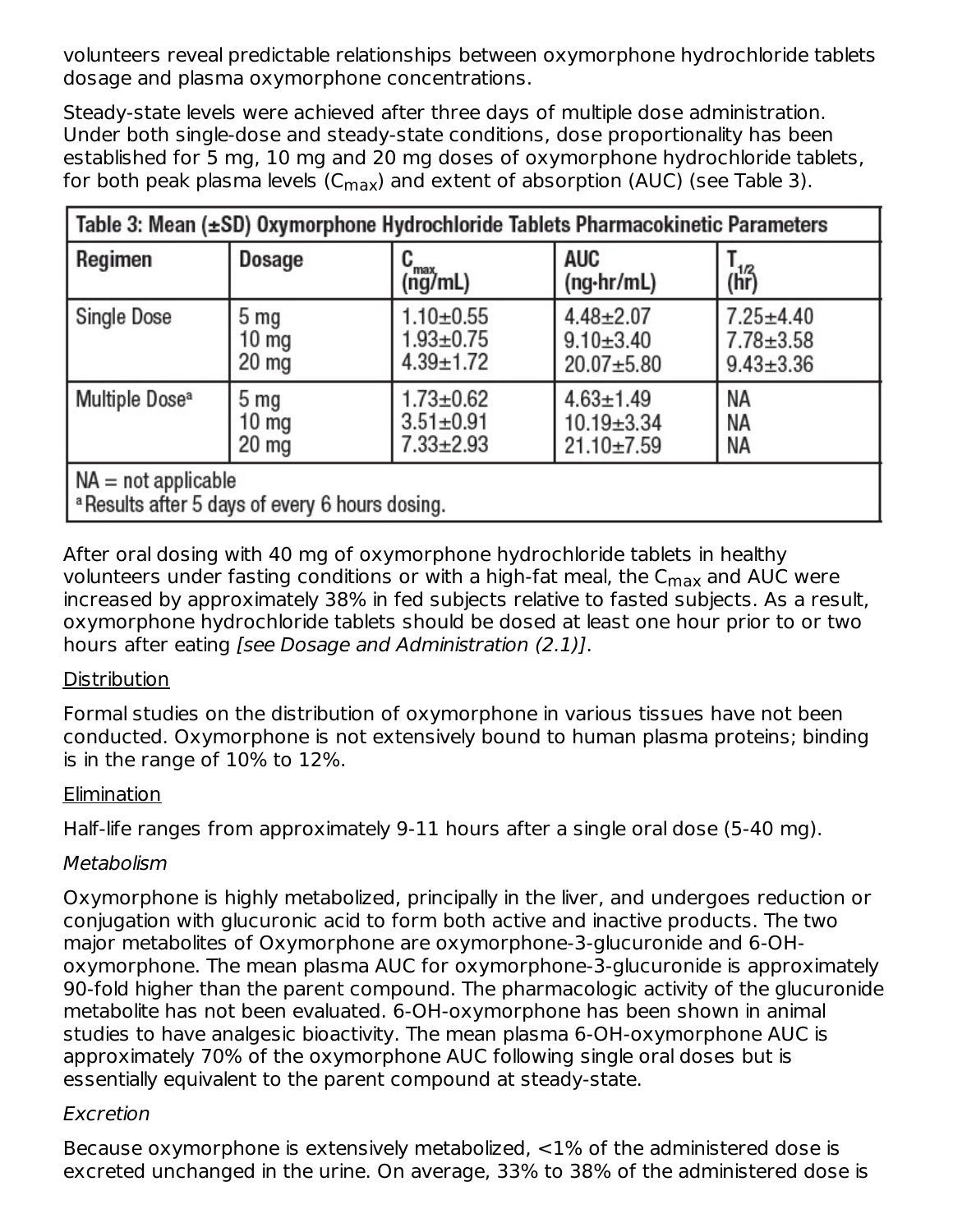volunteers reveal predictable relationships between oxymorphone hydrochloride tablets dosage and plasma oxymorphone concentrations.

Steady-state levels were achieved after three days of multiple dose administration. Under both single-dose and steady-state conditions, dose proportionality has been established for 5 mg, 10 mg and 20 mg doses of oxymorphone hydrochloride tablets, for both peak plasma levels ($C_{max}$) and extent of absorption (AUC) (see Table 3).

**Table 3: Mean (±SD) Oxymorphone Hydrochloride Tablets Pharmacokinetic Parameters**

| Regimen | Dosage | $C_{max}$ (ng/mL) | AUC (ng·hr/mL) | $T_{1/2}$ (hr) |
|---|---|---|---|---|
| Single Dose | 5 mg<br>10 mg<br>20 mg | 1.10±0.55<br>1.93±0.75<br>4.39±1.72 | 4.48±2.07<br>9.10±3.40<br>20.07±5.80 | 7.25±4.40<br>7.78±3.58<br>9.43±3.36 |
| Multiple Dose[a] | 5 mg<br>10 mg<br>20 mg | 1.73±0.62<br>3.51±0.91<br>7.33±2.93 | 4.63±1.49<br>10.19±3.34<br>21.10±7.59 | NA<br>NA<br>NA |

NA = not applicable
[a] Results after 5 days of every 6 hours dosing.

After oral dosing with 40 mg of oxymorphone hydrochloride tablets in healthy volunteers under fasting conditions or with a high-fat meal, the $C_{max}$ and AUC were increased by approximately 38% in fed subjects relative to fasted subjects. As a result, oxymorphone hydrochloride tablets should be dosed at least one hour prior to or two hours after eating *[see Dosage and Administration (2.1)]*.

Distribution

Formal studies on the distribution of oxymorphone in various tissues have not been conducted. Oxymorphone is not extensively bound to human plasma proteins; binding is in the range of 10% to 12%.

Elimination

Half-life ranges from approximately 9-11 hours after a single oral dose (5-40 mg).

*Metabolism*

Oxymorphone is highly metabolized, principally in the liver, and undergoes reduction or conjugation with glucuronic acid to form both active and inactive products. The two major metabolites of Oxymorphone are oxymorphone-3-glucuronide and 6-OH-oxymorphone. The mean plasma AUC for oxymorphone-3-glucuronide is approximately 90-fold higher than the parent compound. The pharmacologic activity of the glucuronide metabolite has not been evaluated. 6-OH-oxymorphone has been shown in animal studies to have analgesic bioactivity. The mean plasma 6-OH-oxymorphone AUC is approximately 70% of the oxymorphone AUC following single oral doses but is essentially equivalent to the parent compound at steady-state.

*Excretion*

Because oxymorphone is extensively metabolized, <1% of the administered dose is excreted unchanged in the urine. On average, 33% to 38% of the administered dose is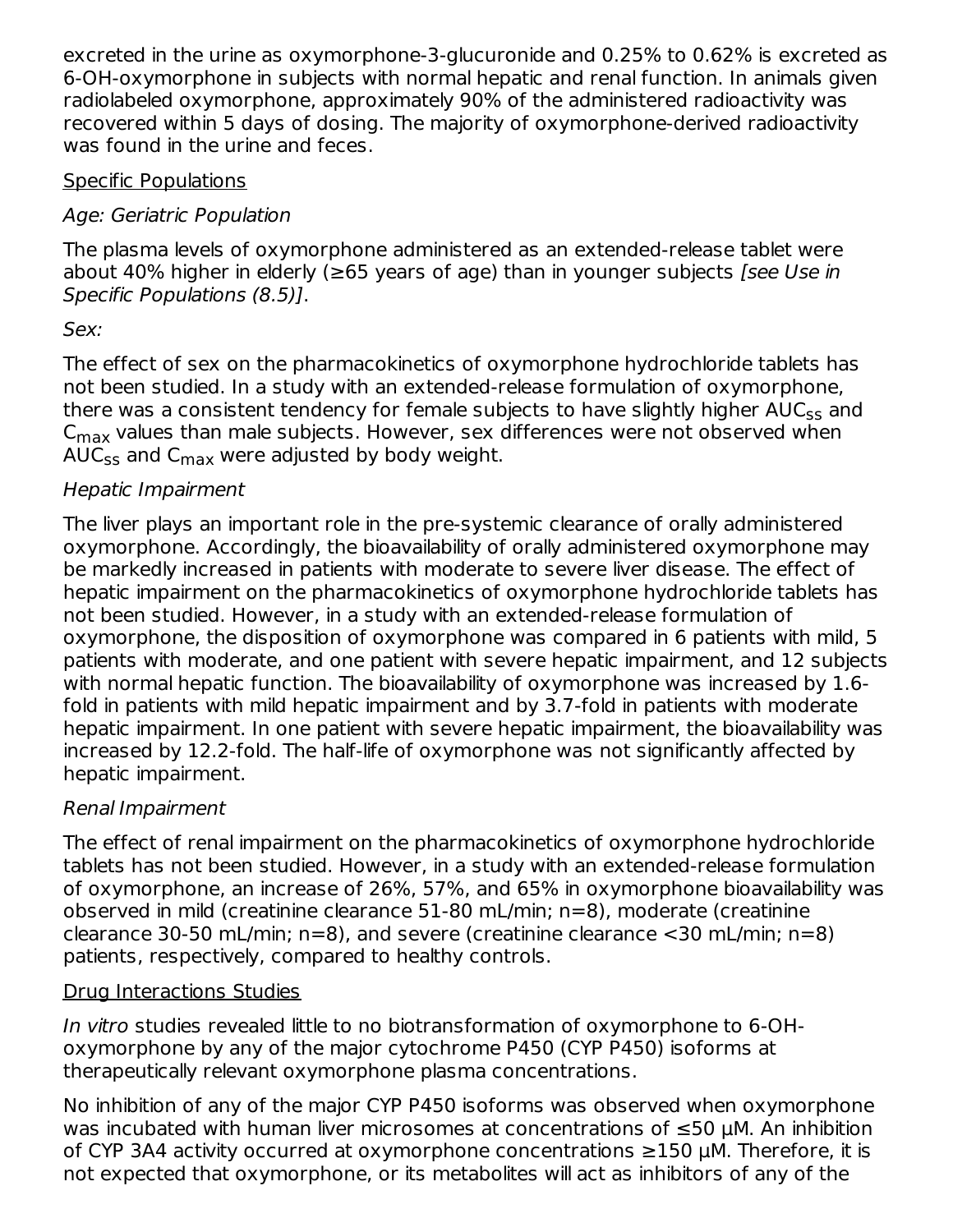excreted in the urine as oxymorphone-3-glucuronide and 0.25% to 0.62% is excreted as 6-OH-oxymorphone in subjects with normal hepatic and renal function. In animals given radiolabeled oxymorphone, approximately 90% of the administered radioactivity was recovered within 5 days of dosing. The majority of oxymorphone-derived radioactivity was found in the urine and feces.

Specific Populations

*Age: Geriatric Population*

The plasma levels of oxymorphone administered as an extended-release tablet were about 40% higher in elderly (≥65 years of age) than in younger subjects *[see Use in Specific Populations (8.5)]*.

*Sex:*

The effect of sex on the pharmacokinetics of oxymorphone hydrochloride tablets has not been studied. In a study with an extended-release formulation of oxymorphone, there was a consistent tendency for female subjects to have slightly higher $AUC_{ss}$ and $C_{max}$ values than male subjects. However, sex differences were not observed when $AUC_{ss}$ and $C_{max}$ were adjusted by body weight.

*Hepatic Impairment*

The liver plays an important role in the pre-systemic clearance of orally administered oxymorphone. Accordingly, the bioavailability of orally administered oxymorphone may be markedly increased in patients with moderate to severe liver disease. The effect of hepatic impairment on the pharmacokinetics of oxymorphone hydrochloride tablets has not been studied. However, in a study with an extended-release formulation of oxymorphone, the disposition of oxymorphone was compared in 6 patients with mild, 5 patients with moderate, and one patient with severe hepatic impairment, and 12 subjects with normal hepatic function. The bioavailability of oxymorphone was increased by 1.6-fold in patients with mild hepatic impairment and by 3.7-fold in patients with moderate hepatic impairment. In one patient with severe hepatic impairment, the bioavailability was increased by 12.2-fold. The half-life of oxymorphone was not significantly affected by hepatic impairment.

*Renal Impairment*

The effect of renal impairment on the pharmacokinetics of oxymorphone hydrochloride tablets has not been studied. However, in a study with an extended-release formulation of oxymorphone, an increase of 26%, 57%, and 65% in oxymorphone bioavailability was observed in mild (creatinine clearance 51-80 mL/min; n=8), moderate (creatinine clearance 30-50 mL/min; n=8), and severe (creatinine clearance <30 mL/min; n=8) patients, respectively, compared to healthy controls.

Drug Interactions Studies

*In vitro* studies revealed little to no biotransformation of oxymorphone to 6-OH-oxymorphone by any of the major cytochrome P450 (CYP P450) isoforms at therapeutically relevant oxymorphone plasma concentrations.

No inhibition of any of the major CYP P450 isoforms was observed when oxymorphone was incubated with human liver microsomes at concentrations of ≤50 µM. An inhibition of CYP 3A4 activity occurred at oxymorphone concentrations ≥150 µM. Therefore, it is not expected that oxymorphone, or its metabolites will act as inhibitors of any of the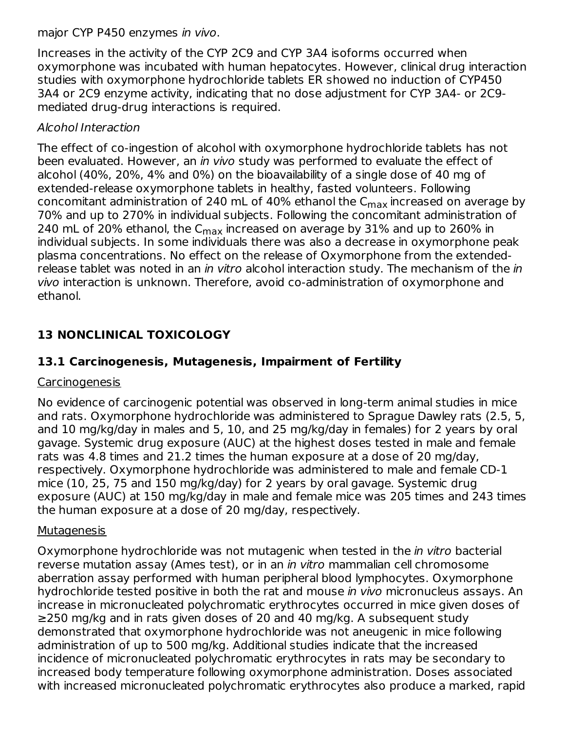major CYP P450 enzymes *in vivo*.

Increases in the activity of the CYP 2C9 and CYP 3A4 isoforms occurred when oxymorphone was incubated with human hepatocytes. However, clinical drug interaction studies with oxymorphone hydrochloride tablets ER showed no induction of CYP450 3A4 or 2C9 enzyme activity, indicating that no dose adjustment for CYP 3A4- or 2C9-mediated drug-drug interactions is required.

*Alcohol Interaction*

The effect of co-ingestion of alcohol with oxymorphone hydrochloride tablets has not been evaluated. However, an *in vivo* study was performed to evaluate the effect of alcohol (40%, 20%, 4% and 0%) on the bioavailability of a single dose of 40 mg of extended-release oxymorphone tablets in healthy, fasted volunteers. Following concomitant administration of 240 mL of 40% ethanol the $C_{max}$ increased on average by 70% and up to 270% in individual subjects. Following the concomitant administration of 240 mL of 20% ethanol, the $C_{max}$ increased on average by 31% and up to 260% in individual subjects. In some individuals there was also a decrease in oxymorphone peak plasma concentrations. No effect on the release of Oxymorphone from the extended-release tablet was noted in an *in vitro* alcohol interaction study. The mechanism of the *in vivo* interaction is unknown. Therefore, avoid co-administration of oxymorphone and ethanol.

## 13 NONCLINICAL TOXICOLOGY

### 13.1 Carcinogenesis, Mutagenesis, Impairment of Fertility

Carcinogenesis

No evidence of carcinogenic potential was observed in long-term animal studies in mice and rats. Oxymorphone hydrochloride was administered to Sprague Dawley rats (2.5, 5, and 10 mg/kg/day in males and 5, 10, and 25 mg/kg/day in females) for 2 years by oral gavage. Systemic drug exposure (AUC) at the highest doses tested in male and female rats was 4.8 times and 21.2 times the human exposure at a dose of 20 mg/day, respectively. Oxymorphone hydrochloride was administered to male and female CD-1 mice (10, 25, 75 and 150 mg/kg/day) for 2 years by oral gavage. Systemic drug exposure (AUC) at 150 mg/kg/day in male and female mice was 205 times and 243 times the human exposure at a dose of 20 mg/day, respectively.

Mutagenesis

Oxymorphone hydrochloride was not mutagenic when tested in the *in vitro* bacterial reverse mutation assay (Ames test), or in an *in vitro* mammalian cell chromosome aberration assay performed with human peripheral blood lymphocytes. Oxymorphone hydrochloride tested positive in both the rat and mouse *in vivo* micronucleus assays. An increase in micronucleated polychromatic erythrocytes occurred in mice given doses of ≥250 mg/kg and in rats given doses of 20 and 40 mg/kg. A subsequent study demonstrated that oxymorphone hydrochloride was not aneugenic in mice following administration of up to 500 mg/kg. Additional studies indicate that the increased incidence of micronucleated polychromatic erythrocytes in rats may be secondary to increased body temperature following oxymorphone administration. Doses associated with increased micronucleated polychromatic erythrocytes also produce a marked, rapid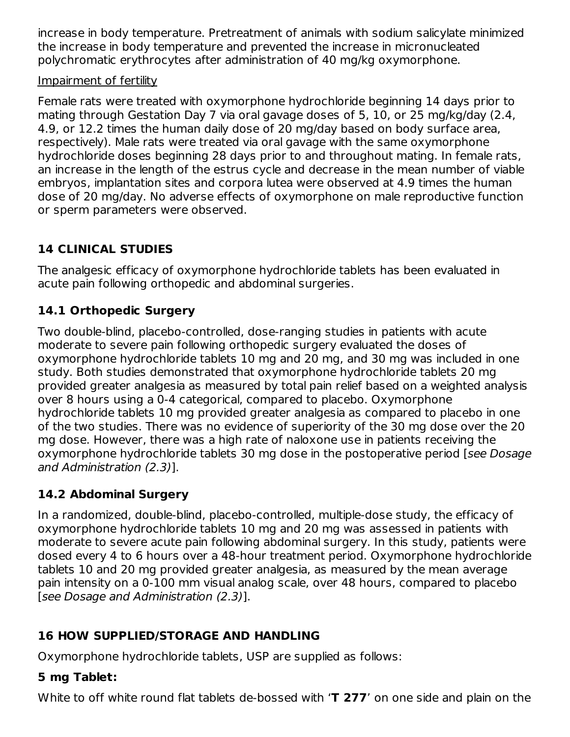increase in body temperature. Pretreatment of animals with sodium salicylate minimized the increase in body temperature and prevented the increase in micronucleated polychromatic erythrocytes after administration of 40 mg/kg oxymorphone.

Impairment of fertility

Female rats were treated with oxymorphone hydrochloride beginning 14 days prior to mating through Gestation Day 7 via oral gavage doses of 5, 10, or 25 mg/kg/day (2.4, 4.9, or 12.2 times the human daily dose of 20 mg/day based on body surface area, respectively). Male rats were treated via oral gavage with the same oxymorphone hydrochloride doses beginning 28 days prior to and throughout mating. In female rats, an increase in the length of the estrus cycle and decrease in the mean number of viable embryos, implantation sites and corpora lutea were observed at 4.9 times the human dose of 20 mg/day. No adverse effects of oxymorphone on male reproductive function or sperm parameters were observed.

## 14 CLINICAL STUDIES

The analgesic efficacy of oxymorphone hydrochloride tablets has been evaluated in acute pain following orthopedic and abdominal surgeries.

### 14.1 Orthopedic Surgery

Two double-blind, placebo-controlled, dose-ranging studies in patients with acute moderate to severe pain following orthopedic surgery evaluated the doses of oxymorphone hydrochloride tablets 10 mg and 20 mg, and 30 mg was included in one study. Both studies demonstrated that oxymorphone hydrochloride tablets 20 mg provided greater analgesia as measured by total pain relief based on a weighted analysis over 8 hours using a 0-4 categorical, compared to placebo. Oxymorphone hydrochloride tablets 10 mg provided greater analgesia as compared to placebo in one of the two studies. There was no evidence of superiority of the 30 mg dose over the 20 mg dose. However, there was a high rate of naloxone use in patients receiving the oxymorphone hydrochloride tablets 30 mg dose in the postoperative period [*see Dosage and Administration (2.3)*].

### 14.2 Abdominal Surgery

In a randomized, double-blind, placebo-controlled, multiple-dose study, the efficacy of oxymorphone hydrochloride tablets 10 mg and 20 mg was assessed in patients with moderate to severe acute pain following abdominal surgery. In this study, patients were dosed every 4 to 6 hours over a 48-hour treatment period. Oxymorphone hydrochloride tablets 10 and 20 mg provided greater analgesia, as measured by the mean average pain intensity on a 0-100 mm visual analog scale, over 48 hours, compared to placebo [*see Dosage and Administration (2.3)*].

## 16 HOW SUPPLIED/STORAGE AND HANDLING

Oxymorphone hydrochloride tablets, USP are supplied as follows:

**5 mg Tablet:**

White to off white round flat tablets de-bossed with '**T 277**' on one side and plain on the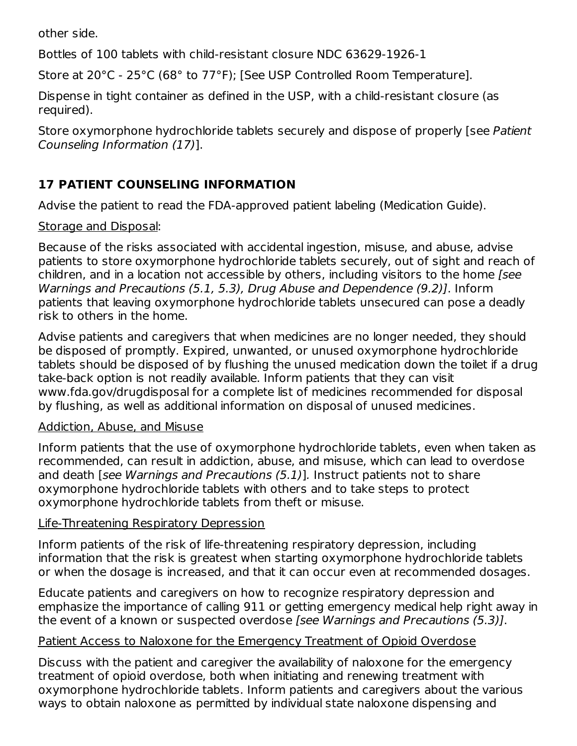other side.

Bottles of 100 tablets with child-resistant closure NDC 63629-1926-1

Store at 20°C - 25°C (68° to 77°F); [See USP Controlled Room Temperature].

Dispense in tight container as defined in the USP, with a child-resistant closure (as required).

Store oxymorphone hydrochloride tablets securely and dispose of properly [see *Patient Counseling Information (17)*].

## 17 PATIENT COUNSELING INFORMATION

Advise the patient to read the FDA-approved patient labeling (Medication Guide).

Storage and Disposal:

Because of the risks associated with accidental ingestion, misuse, and abuse, advise patients to store oxymorphone hydrochloride tablets securely, out of sight and reach of children, and in a location not accessible by others, including visitors to the home *[see Warnings and Precautions (5.1, 5.3), Drug Abuse and Dependence (9.2)]*. Inform patients that leaving oxymorphone hydrochloride tablets unsecured can pose a deadly risk to others in the home.

Advise patients and caregivers that when medicines are no longer needed, they should be disposed of promptly. Expired, unwanted, or unused oxymorphone hydrochloride tablets should be disposed of by flushing the unused medication down the toilet if a drug take-back option is not readily available. Inform patients that they can visit www.fda.gov/drugdisposal for a complete list of medicines recommended for disposal by flushing, as well as additional information on disposal of unused medicines.

Addiction, Abuse, and Misuse

Inform patients that the use of oxymorphone hydrochloride tablets, even when taken as recommended, can result in addiction, abuse, and misuse, which can lead to overdose and death [*see Warnings and Precautions (5.1)*]. Instruct patients not to share oxymorphone hydrochloride tablets with others and to take steps to protect oxymorphone hydrochloride tablets from theft or misuse.

Life-Threatening Respiratory Depression

Inform patients of the risk of life-threatening respiratory depression, including information that the risk is greatest when starting oxymorphone hydrochloride tablets or when the dosage is increased, and that it can occur even at recommended dosages.

Educate patients and caregivers on how to recognize respiratory depression and emphasize the importance of calling 911 or getting emergency medical help right away in the event of a known or suspected overdose *[see Warnings and Precautions (5.3)]*.

Patient Access to Naloxone for the Emergency Treatment of Opioid Overdose

Discuss with the patient and caregiver the availability of naloxone for the emergency treatment of opioid overdose, both when initiating and renewing treatment with oxymorphone hydrochloride tablets. Inform patients and caregivers about the various ways to obtain naloxone as permitted by individual state naloxone dispensing and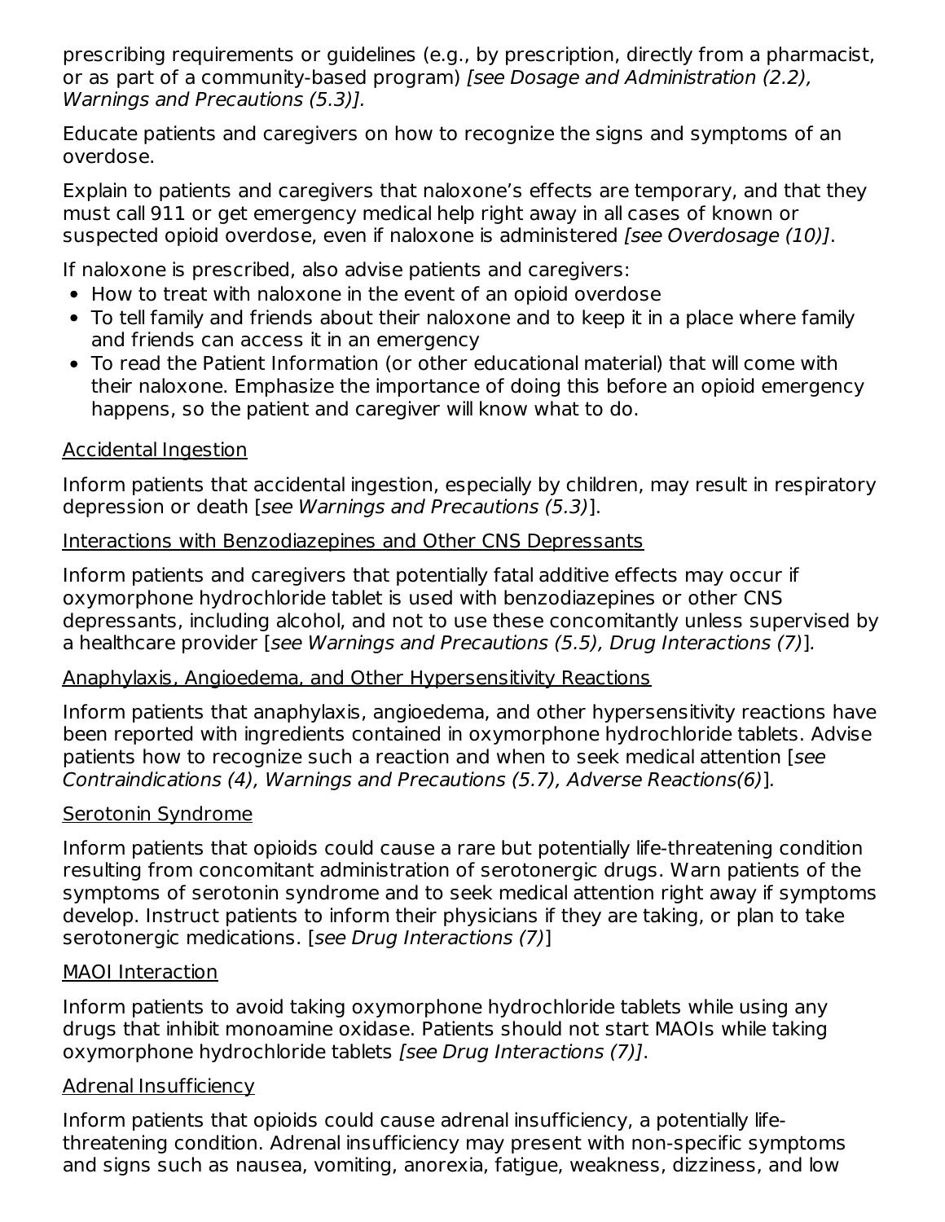prescribing requirements or guidelines (e.g., by prescription, directly from a pharmacist, or as part of a community-based program) *[see Dosage and Administration (2.2), Warnings and Precautions (5.3)].*

Educate patients and caregivers on how to recognize the signs and symptoms of an overdose.

Explain to patients and caregivers that naloxone's effects are temporary, and that they must call 911 or get emergency medical help right away in all cases of known or suspected opioid overdose, even if naloxone is administered *[see Overdosage (10)]*.

If naloxone is prescribed, also advise patients and caregivers:

- How to treat with naloxone in the event of an opioid overdose
- To tell family and friends about their naloxone and to keep it in a place where family and friends can access it in an emergency
- To read the Patient Information (or other educational material) that will come with their naloxone. Emphasize the importance of doing this before an opioid emergency happens, so the patient and caregiver will know what to do.

Accidental Ingestion

Inform patients that accidental ingestion, especially by children, may result in respiratory depression or death [*see Warnings and Precautions (5.3)*].

Interactions with Benzodiazepines and Other CNS Depressants

Inform patients and caregivers that potentially fatal additive effects may occur if oxymorphone hydrochloride tablet is used with benzodiazepines or other CNS depressants, including alcohol, and not to use these concomitantly unless supervised by a healthcare provider [*see Warnings and Precautions (5.5), Drug Interactions (7)*].

Anaphylaxis, Angioedema, and Other Hypersensitivity Reactions

Inform patients that anaphylaxis, angioedema, and other hypersensitivity reactions have been reported with ingredients contained in oxymorphone hydrochloride tablets. Advise patients how to recognize such a reaction and when to seek medical attention [*see Contraindications (4), Warnings and Precautions (5.7), Adverse Reactions(6)*].

Serotonin Syndrome

Inform patients that opioids could cause a rare but potentially life-threatening condition resulting from concomitant administration of serotonergic drugs. Warn patients of the symptoms of serotonin syndrome and to seek medical attention right away if symptoms develop. Instruct patients to inform their physicians if they are taking, or plan to take serotonergic medications. [*see Drug Interactions (7)*]

MAOI Interaction

Inform patients to avoid taking oxymorphone hydrochloride tablets while using any drugs that inhibit monoamine oxidase. Patients should not start MAOIs while taking oxymorphone hydrochloride tablets *[see Drug Interactions (7)]*.

Adrenal Insufficiency

Inform patients that opioids could cause adrenal insufficiency, a potentially life-threatening condition. Adrenal insufficiency may present with non-specific symptoms and signs such as nausea, vomiting, anorexia, fatigue, weakness, dizziness, and low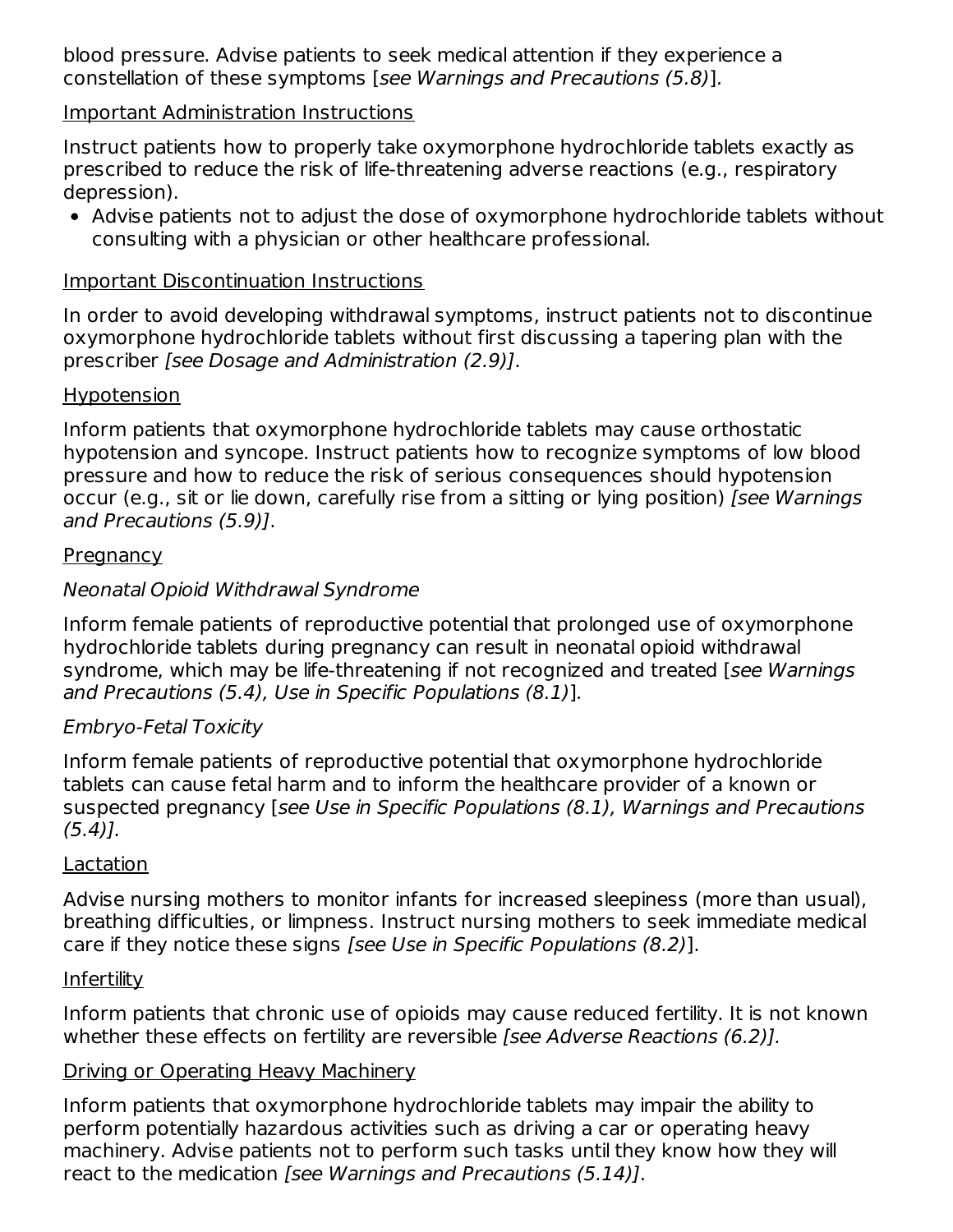blood pressure. Advise patients to seek medical attention if they experience a constellation of these symptoms [*see Warnings and Precautions (5.8)*].

Important Administration Instructions

Instruct patients how to properly take oxymorphone hydrochloride tablets exactly as prescribed to reduce the risk of life-threatening adverse reactions (e.g., respiratory depression).

- Advise patients not to adjust the dose of oxymorphone hydrochloride tablets without consulting with a physician or other healthcare professional.

Important Discontinuation Instructions

In order to avoid developing withdrawal symptoms, instruct patients not to discontinue oxymorphone hydrochloride tablets without first discussing a tapering plan with the prescriber *[see Dosage and Administration (2.9)]*.

Hypotension

Inform patients that oxymorphone hydrochloride tablets may cause orthostatic hypotension and syncope. Instruct patients how to recognize symptoms of low blood pressure and how to reduce the risk of serious consequences should hypotension occur (e.g., sit or lie down, carefully rise from a sitting or lying position) *[see Warnings and Precautions (5.9)]*.

Pregnancy

*Neonatal Opioid Withdrawal Syndrome*

Inform female patients of reproductive potential that prolonged use of oxymorphone hydrochloride tablets during pregnancy can result in neonatal opioid withdrawal syndrome, which may be life-threatening if not recognized and treated [*see Warnings and Precautions (5.4), Use in Specific Populations (8.1)*].

*Embryo-Fetal Toxicity*

Inform female patients of reproductive potential that oxymorphone hydrochloride tablets can cause fetal harm and to inform the healthcare provider of a known or suspected pregnancy [*see Use in Specific Populations (8.1), Warnings and Precautions (5.4)].*

Lactation

Advise nursing mothers to monitor infants for increased sleepiness (more than usual), breathing difficulties, or limpness. Instruct nursing mothers to seek immediate medical care if they notice these signs *[see Use in Specific Populations (8.2)*].

Infertility

Inform patients that chronic use of opioids may cause reduced fertility. It is not known whether these effects on fertility are reversible *[see Adverse Reactions (6.2)].*

Driving or Operating Heavy Machinery

Inform patients that oxymorphone hydrochloride tablets may impair the ability to perform potentially hazardous activities such as driving a car or operating heavy machinery. Advise patients not to perform such tasks until they know how they will react to the medication *[see Warnings and Precautions (5.14)]*.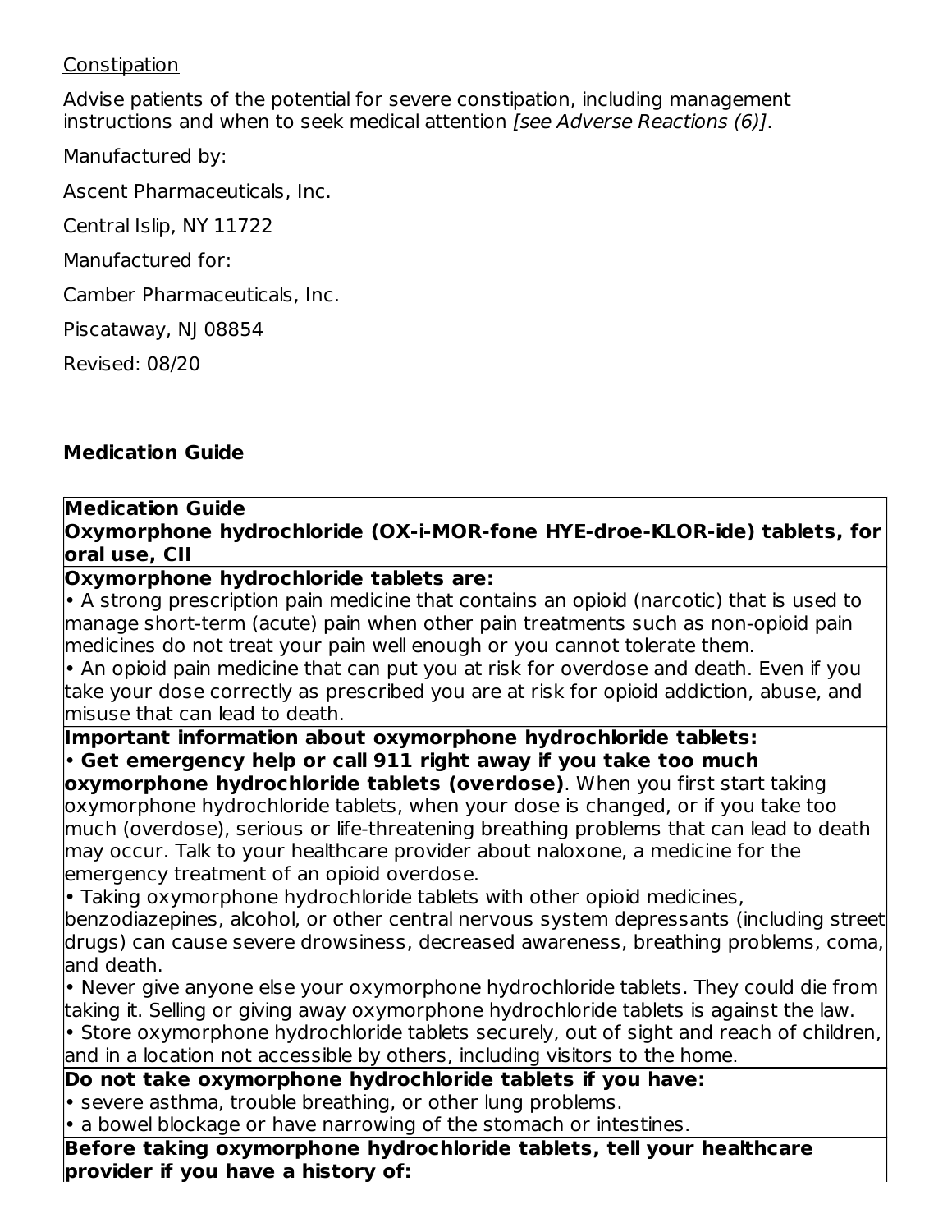Constipation

Advise patients of the potential for severe constipation, including management instructions and when to seek medical attention *[see Adverse Reactions (6)]*.

Manufactured by:

Ascent Pharmaceuticals, Inc.

Central Islip, NY 11722

Manufactured for:

Camber Pharmaceuticals, Inc.

Piscataway, NJ 08854

Revised: 08/20

**Medication Guide**

| **Medication Guide** <br> **Oxymorphone hydrochloride (OX-i-MOR-fone HYE-droe-KLOR-ide) tablets, for oral use, CII** |
|---|
| **Oxymorphone hydrochloride tablets are:** <br> • A strong prescription pain medicine that contains an opioid (narcotic) that is used to manage short-term (acute) pain when other pain treatments such as non-opioid pain medicines do not treat your pain well enough or you cannot tolerate them. <br> • An opioid pain medicine that can put you at risk for overdose and death. Even if you take your dose correctly as prescribed you are at risk for opioid addiction, abuse, and misuse that can lead to death. |
| **Important information about oxymorphone hydrochloride tablets:** <br> • **Get emergency help or call 911 right away if you take too much oxymorphone hydrochloride tablets (overdose)**. When you first start taking oxymorphone hydrochloride tablets, when your dose is changed, or if you take too much (overdose), serious or life-threatening breathing problems that can lead to death may occur. Talk to your healthcare provider about naloxone, a medicine for the emergency treatment of an opioid overdose. <br> • Taking oxymorphone hydrochloride tablets with other opioid medicines, benzodiazepines, alcohol, or other central nervous system depressants (including street drugs) can cause severe drowsiness, decreased awareness, breathing problems, coma, and death. <br> • Never give anyone else your oxymorphone hydrochloride tablets. They could die from taking it. Selling or giving away oxymorphone hydrochloride tablets is against the law. <br> • Store oxymorphone hydrochloride tablets securely, out of sight and reach of children, and in a location not accessible by others, including visitors to the home. |
| **Do not take oxymorphone hydrochloride tablets if you have:** <br> • severe asthma, trouble breathing, or other lung problems. <br> • a bowel blockage or have narrowing of the stomach or intestines. |
| **Before taking oxymorphone hydrochloride tablets, tell your healthcare provider if you have a history of:** |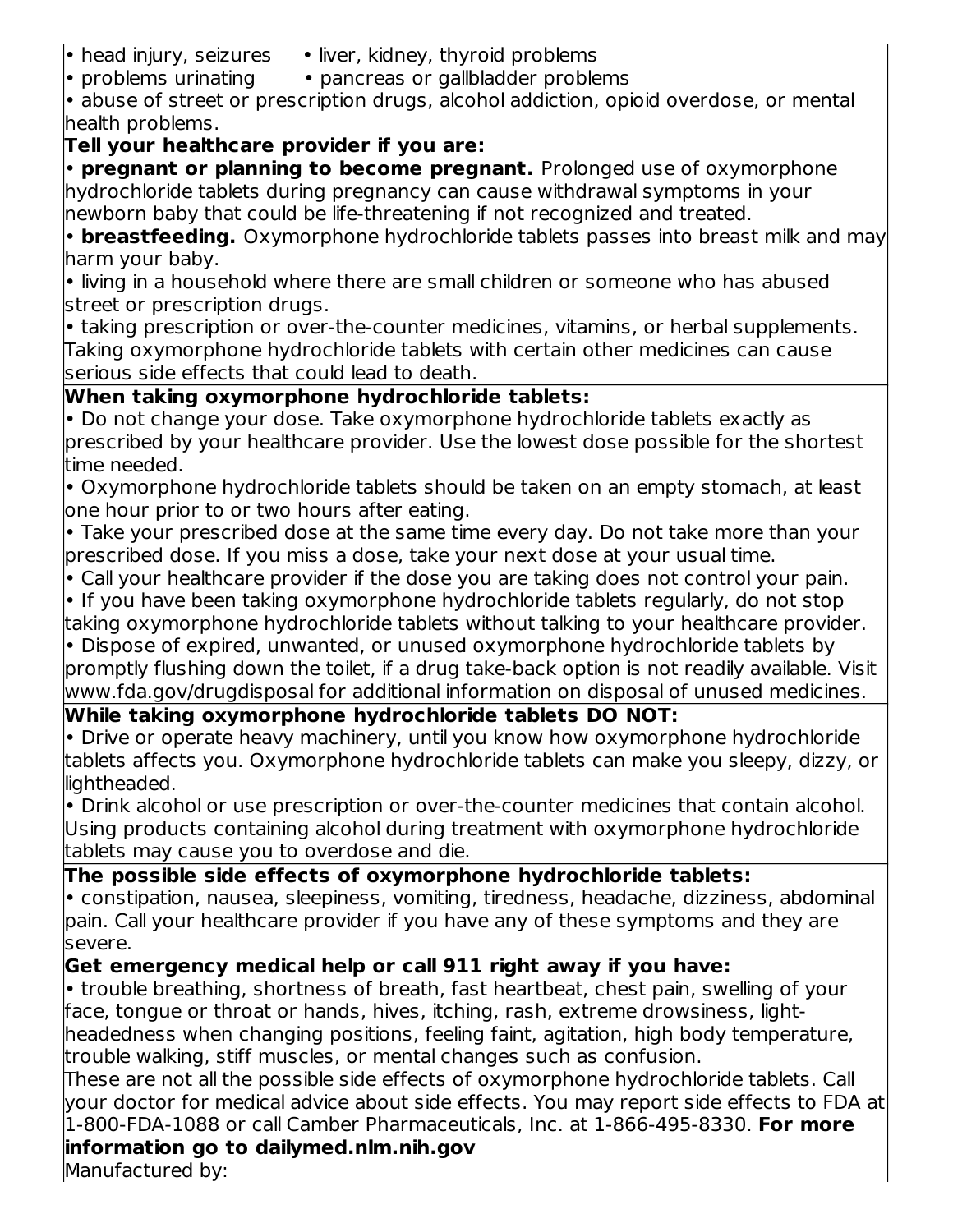- head injury, seizures
- liver, kidney, thyroid problems
- problems urinating
- pancreas or gallbladder problems
- abuse of street or prescription drugs, alcohol addiction, opioid overdose, or mental health problems.

**Tell your healthcare provider if you are:**

- **pregnant or planning to become pregnant.** Prolonged use of oxymorphone hydrochloride tablets during pregnancy can cause withdrawal symptoms in your newborn baby that could be life-threatening if not recognized and treated.
- **breastfeeding.** Oxymorphone hydrochloride tablets passes into breast milk and may harm your baby.
- living in a household where there are small children or someone who has abused street or prescription drugs.
- taking prescription or over-the-counter medicines, vitamins, or herbal supplements. Taking oxymorphone hydrochloride tablets with certain other medicines can cause serious side effects that could lead to death.

**When taking oxymorphone hydrochloride tablets:**

- Do not change your dose. Take oxymorphone hydrochloride tablets exactly as prescribed by your healthcare provider. Use the lowest dose possible for the shortest time needed.
- Oxymorphone hydrochloride tablets should be taken on an empty stomach, at least one hour prior to or two hours after eating.
- Take your prescribed dose at the same time every day. Do not take more than your prescribed dose. If you miss a dose, take your next dose at your usual time.
- Call your healthcare provider if the dose you are taking does not control your pain.
- If you have been taking oxymorphone hydrochloride tablets regularly, do not stop taking oxymorphone hydrochloride tablets without talking to your healthcare provider.
- Dispose of expired, unwanted, or unused oxymorphone hydrochloride tablets by promptly flushing down the toilet, if a drug take-back option is not readily available. Visit www.fda.gov/drugdisposal for additional information on disposal of unused medicines.

**While taking oxymorphone hydrochloride tablets DO NOT:**

- Drive or operate heavy machinery, until you know how oxymorphone hydrochloride tablets affects you. Oxymorphone hydrochloride tablets can make you sleepy, dizzy, or lightheaded.
- Drink alcohol or use prescription or over-the-counter medicines that contain alcohol. Using products containing alcohol during treatment with oxymorphone hydrochloride tablets may cause you to overdose and die.

**The possible side effects of oxymorphone hydrochloride tablets:**

- constipation, nausea, sleepiness, vomiting, tiredness, headache, dizziness, abdominal pain. Call your healthcare provider if you have any of these symptoms and they are severe.

**Get emergency medical help or call 911 right away if you have:**

- trouble breathing, shortness of breath, fast heartbeat, chest pain, swelling of your face, tongue or throat or hands, hives, itching, rash, extreme drowsiness, light-headedness when changing positions, feeling faint, agitation, high body temperature, trouble walking, stiff muscles, or mental changes such as confusion.

These are not all the possible side effects of oxymorphone hydrochloride tablets. Call your doctor for medical advice about side effects. You may report side effects to FDA at 1-800-FDA-1088 or call Camber Pharmaceuticals, Inc. at 1-866-495-8330. **For more information go to dailymed.nlm.nih.gov**

Manufactured by: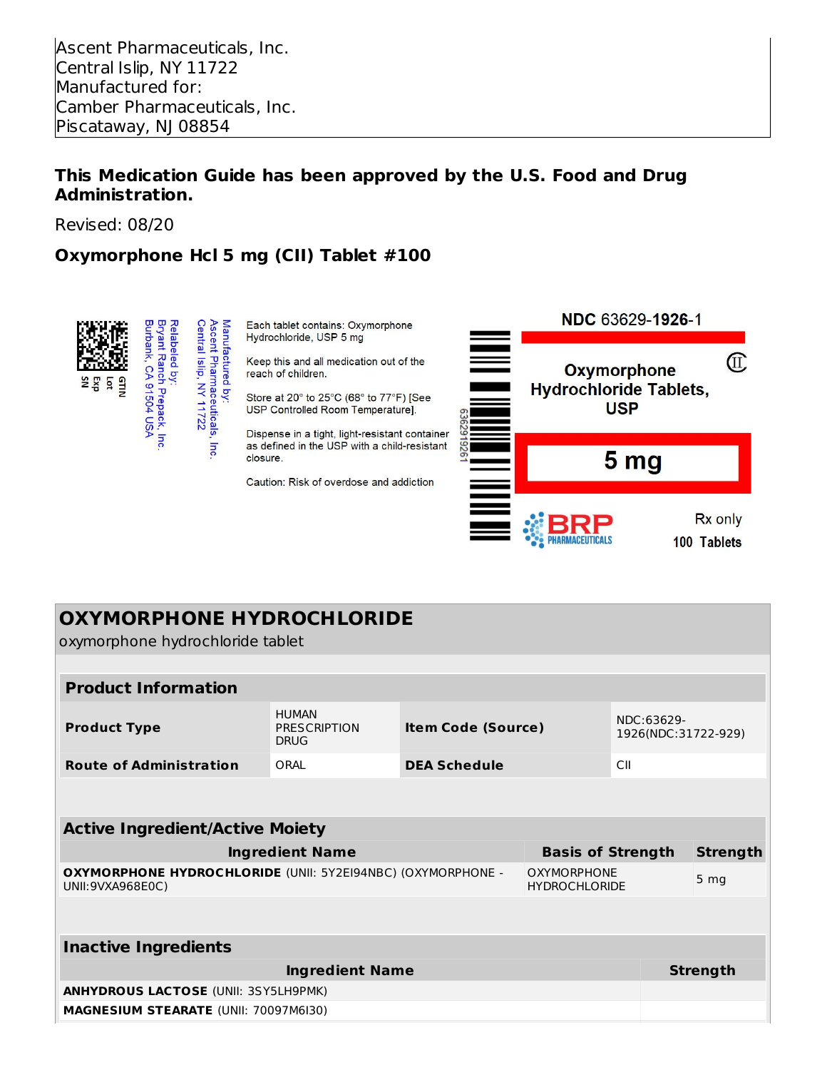Ascent Pharmaceuticals, Inc.
Central Islip, NY 11722
Manufactured for:
Camber Pharmaceuticals, Inc.
Piscataway, NJ 08854

**This Medication Guide has been approved by the U.S. Food and Drug Administration.**

Revised: 08/20

**Oxymorphone Hcl 5 mg (CII) Tablet #100**

GTIN
Lot
Exp
SN

Relabeled by:
Bryant Ranch Prepack, Inc.
Burbank, CA 91504 USA

Manufactured by:
Ascent Pharmaceuticals, Inc.
Central Islip, NY 11722

Each tablet contains: Oxymorphone Hydrochloride, USP 5 mg

Keep this and all medication out of the reach of children.

Store at 20° to 25°C (68° to 77°F) [See USP Controlled Room Temperature].

Dispense in a tight, light-resistant container as defined in the USP with a child-resistant closure.

Caution: Risk of overdose and addiction

6362919261

NDC 63629-**1926**-1

CII

**Oxymorphone Hydrochloride Tablets, USP**

**5 mg**

BRP PHARMACEUTICALS

Rx only

100 Tablets

## OXYMORPHONE HYDROCHLORIDE

oxymorphone hydrochloride tablet

| **Product Information** | | | |
|---|---|---|---|
| **Product Type** | HUMAN PRESCRIPTION DRUG | **Item Code (Source)** | NDC:63629-1926(NDC:31722-929) |
| **Route of Administration** | ORAL | **DEA Schedule** | CII |

| **Active Ingredient/Active Moiety** | | |
|---|---|---|
| **Ingredient Name** | **Basis of Strength** | **Strength** |
| **OXYMORPHONE HYDROCHLORIDE** (UNII: 5Y2EI94NBC) (OXYMORPHONE - UNII:9VXA968E0C) | OXYMORPHONE HYDROCHLORIDE | 5 mg |

| **Inactive Ingredients** | |
|---|---|
| **Ingredient Name** | **Strength** |
| **ANHYDROUS LACTOSE** (UNII: 3SY5LH9PMK) | |
| **MAGNESIUM STEARATE** (UNII: 70097M6I30) | |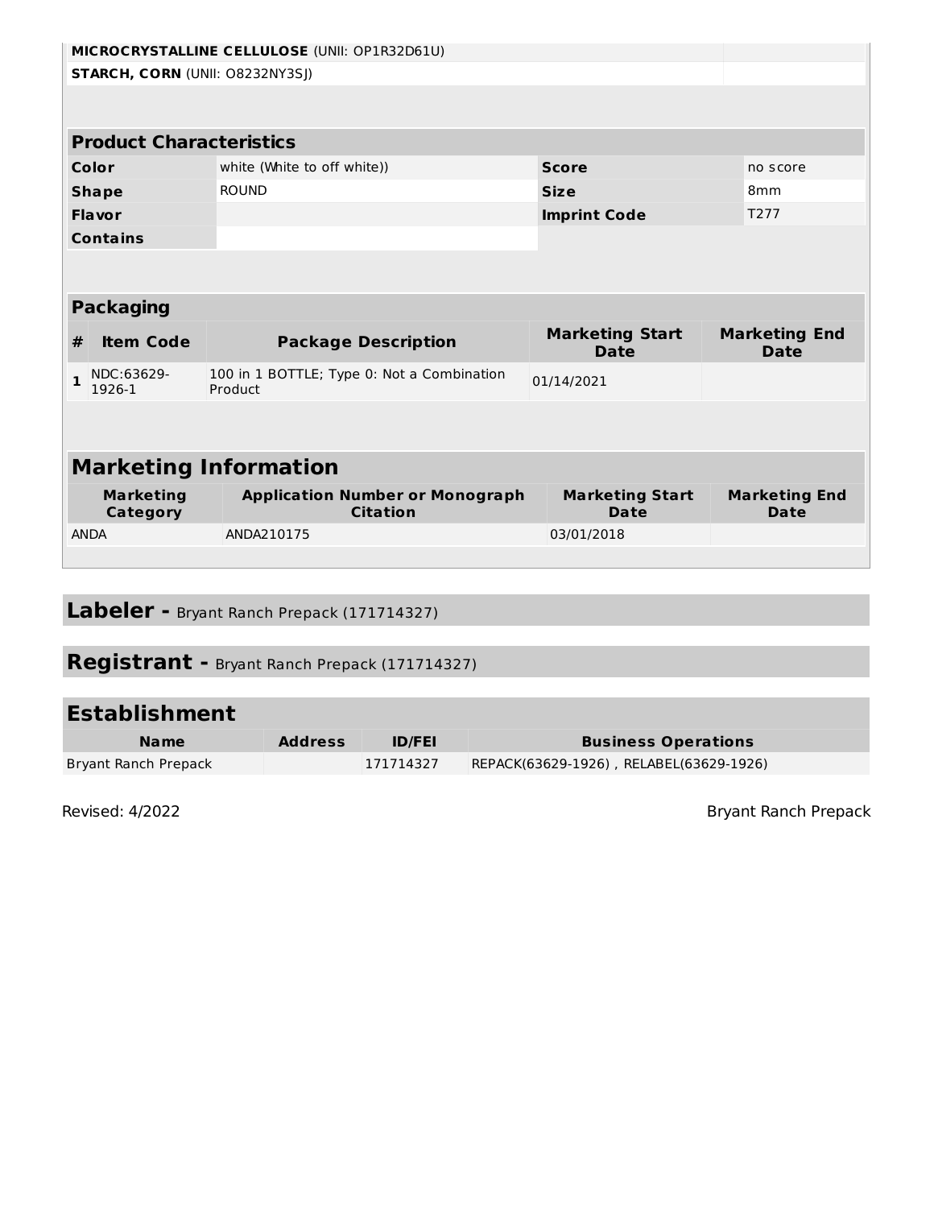| | |
|---|---|
| **MICROCRYSTALLINE CELLULOSE** (UNII: OP1R32D61U) | |
| **STARCH, CORN** (UNII: O8232NY3SJ) | |

| **Product Characteristics** | | | |
|---|---|---|---|
| **Color** | white (White to off white)) | **Score** | no score |
| **Shape** | ROUND | **Size** | 8mm |
| **Flavor** | | **Imprint Code** | T277 |
| **Contains** | | | |

**Packaging**

| # | Item Code | Package Description | Marketing Start Date | Marketing End Date |
|---|---|---|---|---|
| 1 | NDC:63629-1926-1 | 100 in 1 BOTTLE; Type 0: Not a Combination Product | 01/14/2021 | |

**Marketing Information**

| Marketing Category | Application Number or Monograph Citation | Marketing Start Date | Marketing End Date |
|---|---|---|---|
| ANDA | ANDA210175 | 03/01/2018 | |

## Labeler - Bryant Ranch Prepack (171714327)

## Registrant - Bryant Ranch Prepack (171714327)

## Establishment

| Name | Address | ID/FEI | Business Operations |
|---|---|---|---|
| Bryant Ranch Prepack | | 171714327 | REPACK(63629-1926) , RELABEL(63629-1926) |

Revised: 4/2022

Bryant Ranch Prepack